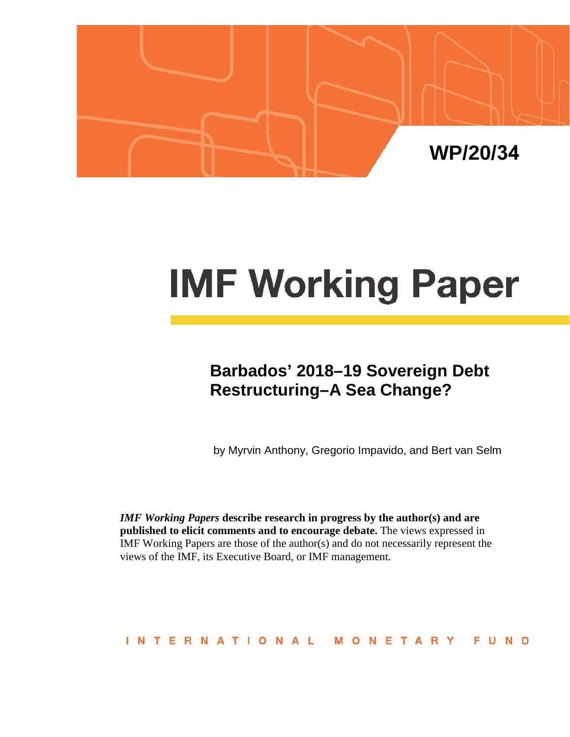WP/20/34

# IMF Working Paper

## Barbados' 2018–19 Sovereign Debt Restructuring–A Sea Change?

by Myrvin Anthony, Gregorio Impavido, and Bert van Selm

***IMF Working Papers*** **describe research in progress by the author(s) and are published to elicit comments and to encourage debate.** The views expressed in IMF Working Papers are those of the author(s) and do not necessarily represent the views of the IMF, its Executive Board, or IMF management.

INTERNATIONAL MONETARY FUND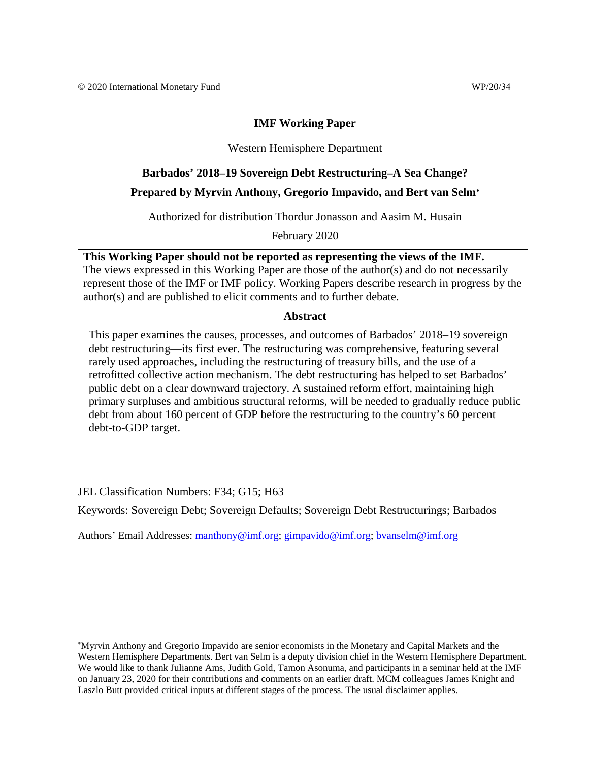© 2020 International Monetary Fund WP/20/34

**IMF Working Paper**

Western Hemisphere Department

# Barbados' 2018–19 Sovereign Debt Restructuring–A Sea Change?

**Prepared by Myrvin Anthony, Gregorio Impavido, and Bert van Selm***

Authorized for distribution Thordur Jonasson and Aasim M. Husain

February 2020

**This Working Paper should not be reported as representing the views of the IMF.**
The views expressed in this Working Paper are those of the author(s) and do not necessarily represent those of the IMF or IMF policy. Working Papers describe research in progress by the author(s) and are published to elicit comments and to further debate.

## Abstract

This paper examines the causes, processes, and outcomes of Barbados' 2018–19 sovereign debt restructuring—its first ever. The restructuring was comprehensive, featuring several rarely used approaches, including the restructuring of treasury bills, and the use of a retrofitted collective action mechanism. The debt restructuring has helped to set Barbados' public debt on a clear downward trajectory. A sustained reform effort, maintaining high primary surpluses and ambitious structural reforms, will be needed to gradually reduce public debt from about 160 percent of GDP before the restructuring to the country's 60 percent debt-to-GDP target.

JEL Classification Numbers: F34; G15; H63

Keywords: Sovereign Debt; Sovereign Defaults; Sovereign Debt Restructurings; Barbados

Authors' Email Addresses: manthony@imf.org; gimpavido@imf.org; bvanselm@imf.org

---

*Myrvin Anthony and Gregorio Impavido are senior economists in the Monetary and Capital Markets and the Western Hemisphere Departments. Bert van Selm is a deputy division chief in the Western Hemisphere Department. We would like to thank Julianne Ams, Judith Gold, Tamon Asonuma, and participants in a seminar held at the IMF on January 23, 2020 for their contributions and comments on an earlier draft. MCM colleagues James Knight and Laszlo Butt provided critical inputs at different stages of the process. The usual disclaimer applies.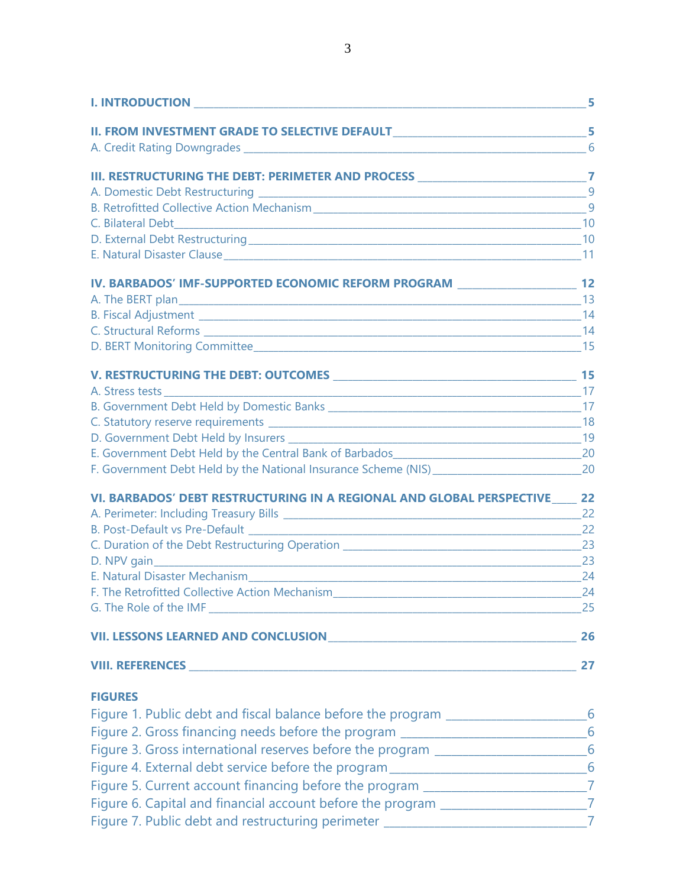**I. INTRODUCTION** 5

**II. FROM INVESTMENT GRADE TO SELECTIVE DEFAULT** 5

A. Credit Rating Downgrades 6

**III. RESTRUCTURING THE DEBT: PERIMETER AND PROCESS** 7

A. Domestic Debt Restructuring 9

B. Retrofitted Collective Action Mechanism 9

C. Bilateral Debt 10

D. External Debt Restructuring 10

E. Natural Disaster Clause 11

**IV. BARBADOS' IMF-SUPPORTED ECONOMIC REFORM PROGRAM** 12

A. The BERT plan 13

B. Fiscal Adjustment 14

C. Structural Reforms 14

D. BERT Monitoring Committee 15

**V. RESTRUCTURING THE DEBT: OUTCOMES** 15

A. Stress tests 17

B. Government Debt Held by Domestic Banks 17

C. Statutory reserve requirements 18

D. Government Debt Held by Insurers 19

E. Government Debt Held by the Central Bank of Barbados 20

F. Government Debt Held by the National Insurance Scheme (NIS) 20

**VI. BARBADOS' DEBT RESTRUCTURING IN A REGIONAL AND GLOBAL PERSPECTIVE** 22

A. Perimeter: Including Treasury Bills 22

B. Post-Default vs Pre-Default 22

C. Duration of the Debt Restructuring Operation 23

D. NPV gain 23

E. Natural Disaster Mechanism 24

F. The Retrofitted Collective Action Mechanism 24

G. The Role of the IMF 25

**VII. LESSONS LEARNED AND CONCLUSION** 26

**VIII. REFERENCES** 27

**FIGURES**

Figure 1. Public debt and fiscal balance before the program 6

Figure 2. Gross financing needs before the program 6

Figure 3. Gross international reserves before the program 6

Figure 4. External debt service before the program 6

Figure 5. Current account financing before the program 7

Figure 6. Capital and financial account before the program 7

Figure 7. Public debt and restructuring perimeter 7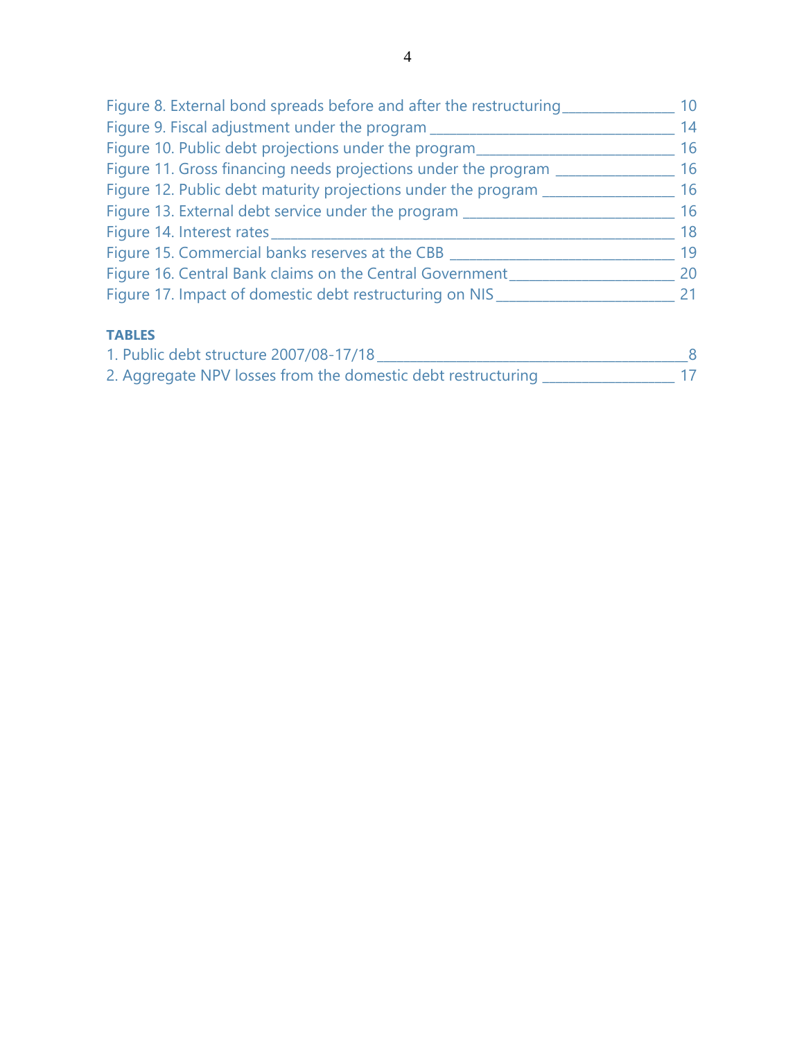Figure 8. External bond spreads before and after the restructuring _______________ 10
Figure 9. Fiscal adjustment under the program _________________________________ 14
Figure 10. Public debt projections under the program___________________________ 16
Figure 11. Gross financing needs projections under the program ________________ 16
Figure 12. Public debt maturity projections under the program _________________ 16
Figure 13. External debt service under the program ____________________________ 16
Figure 14. Interest rates _____________________________________________________ 18
Figure 15. Commercial banks reserves at the CBB _______________________________ 19
Figure 16. Central Bank claims on the Central Government______________________ 20
Figure 17. Impact of domestic debt restructuring on NIS ________________________ 21

**TABLES**

1. Public debt structure 2007/08-17/18 ___________________________________________8
2. Aggregate NPV losses from the domestic debt restructuring _________________ 17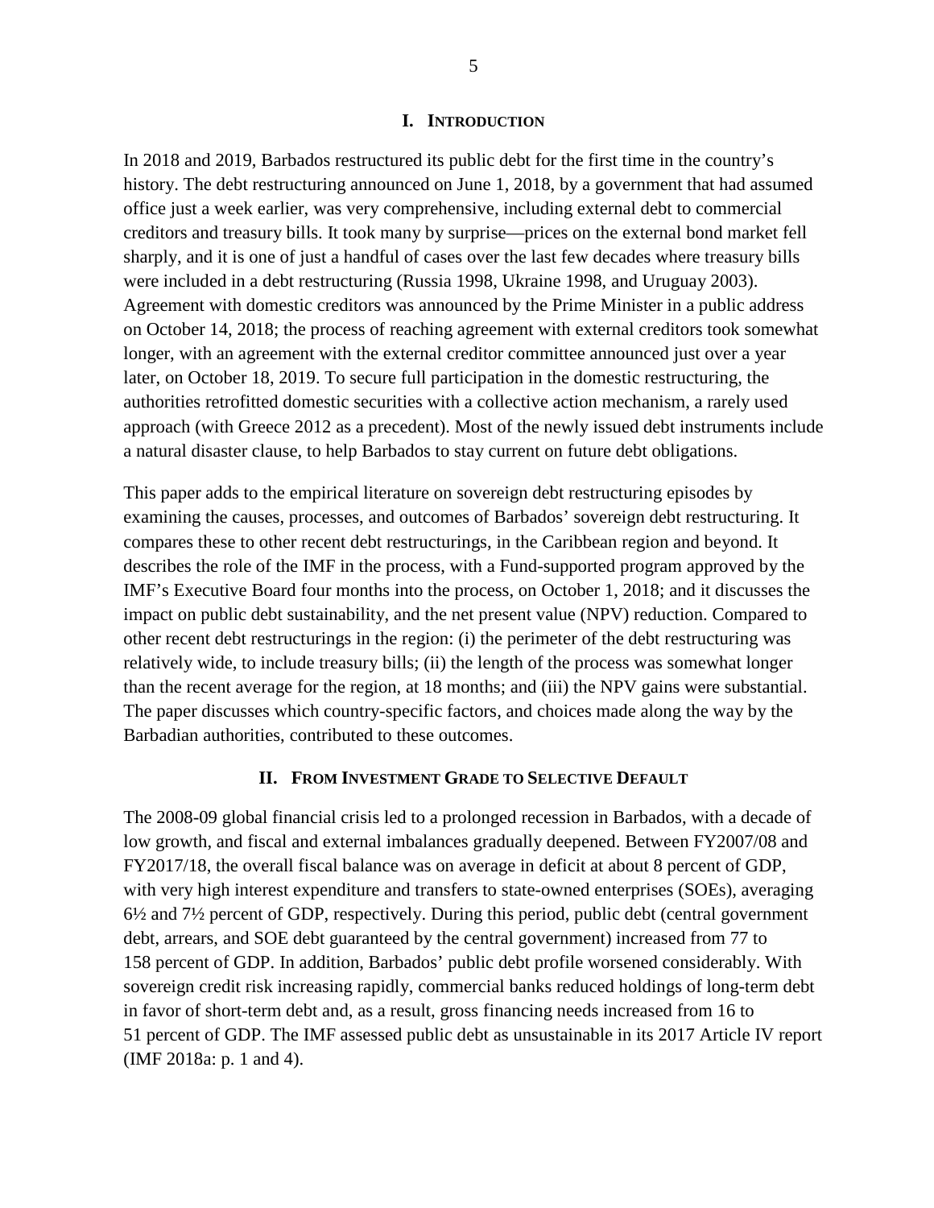## I. Introduction

In 2018 and 2019, Barbados restructured its public debt for the first time in the country's history. The debt restructuring announced on June 1, 2018, by a government that had assumed office just a week earlier, was very comprehensive, including external debt to commercial creditors and treasury bills. It took many by surprise—prices on the external bond market fell sharply, and it is one of just a handful of cases over the last few decades where treasury bills were included in a debt restructuring (Russia 1998, Ukraine 1998, and Uruguay 2003). Agreement with domestic creditors was announced by the Prime Minister in a public address on October 14, 2018; the process of reaching agreement with external creditors took somewhat longer, with an agreement with the external creditor committee announced just over a year later, on October 18, 2019. To secure full participation in the domestic restructuring, the authorities retrofitted domestic securities with a collective action mechanism, a rarely used approach (with Greece 2012 as a precedent). Most of the newly issued debt instruments include a natural disaster clause, to help Barbados to stay current on future debt obligations.

This paper adds to the empirical literature on sovereign debt restructuring episodes by examining the causes, processes, and outcomes of Barbados' sovereign debt restructuring. It compares these to other recent debt restructurings, in the Caribbean region and beyond. It describes the role of the IMF in the process, with a Fund-supported program approved by the IMF's Executive Board four months into the process, on October 1, 2018; and it discusses the impact on public debt sustainability, and the net present value (NPV) reduction. Compared to other recent debt restructurings in the region: (i) the perimeter of the debt restructuring was relatively wide, to include treasury bills; (ii) the length of the process was somewhat longer than the recent average for the region, at 18 months; and (iii) the NPV gains were substantial. The paper discusses which country-specific factors, and choices made along the way by the Barbadian authorities, contributed to these outcomes.

## II. From Investment Grade to Selective Default

The 2008-09 global financial crisis led to a prolonged recession in Barbados, with a decade of low growth, and fiscal and external imbalances gradually deepened. Between FY2007/08 and FY2017/18, the overall fiscal balance was on average in deficit at about 8 percent of GDP, with very high interest expenditure and transfers to state-owned enterprises (SOEs), averaging 6½ and 7½ percent of GDP, respectively. During this period, public debt (central government debt, arrears, and SOE debt guaranteed by the central government) increased from 77 to 158 percent of GDP. In addition, Barbados' public debt profile worsened considerably. With sovereign credit risk increasing rapidly, commercial banks reduced holdings of long-term debt in favor of short-term debt and, as a result, gross financing needs increased from 16 to 51 percent of GDP. The IMF assessed public debt as unsustainable in its 2017 Article IV report (IMF 2018a: p. 1 and 4).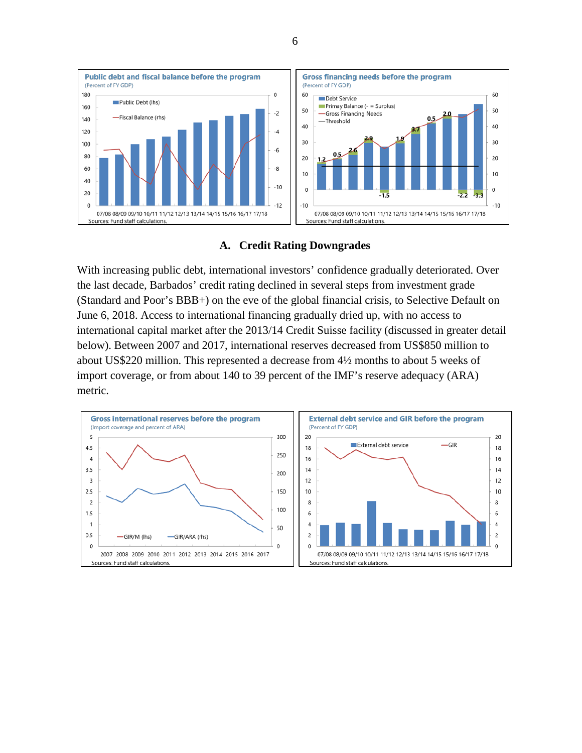**Public debt and fiscal balance before the program**
(Percent of FY GDP)

Sources: Fund staff calculations.

**Gross financing needs before the program**
(Percent of FY GDP)

Sources: Fund staff calculations.

### A. Credit Rating Downgrades

With increasing public debt, international investors' confidence gradually deteriorated. Over the last decade, Barbados' credit rating declined in several steps from investment grade (Standard and Poor's BBB+) on the eve of the global financial crisis, to Selective Default on June 6, 2018. Access to international financing gradually dried up, with no access to international capital market after the 2013/14 Credit Suisse facility (discussed in greater detail below). Between 2007 and 2017, international reserves decreased from US$850 million to about US$220 million. This represented a decrease from 4½ months to about 5 weeks of import coverage, or from about 140 to 39 percent of the IMF's reserve adequacy (ARA) metric.

**Gross international reserves before the program**
(Import coverage and percent of ARA)

Sources: Fund staff calculations.

**External debt service and GIR before the program**
(Percent of FY GDP)

Sources: Fund staff calculations.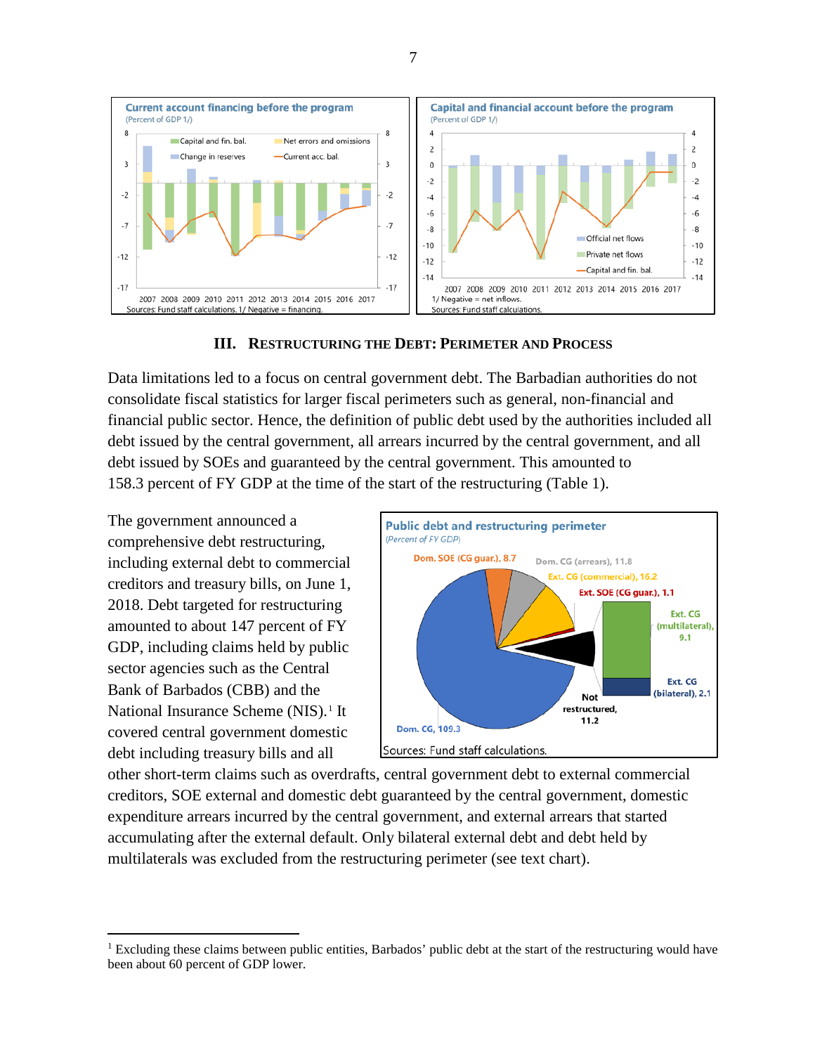## III. Restructuring the Debt: Perimeter and Process

Data limitations led to a focus on central government debt. The Barbadian authorities do not consolidate fiscal statistics for larger fiscal perimeters such as general, non-financial and financial public sector. Hence, the definition of public debt used by the authorities included all debt issued by the central government, all arrears incurred by the central government, and all debt issued by SOEs and guaranteed by the central government. This amounted to 158.3 percent of FY GDP at the time of the start of the restructuring (Table 1).

The government announced a comprehensive debt restructuring, including external debt to commercial creditors and treasury bills, on June 1, 2018. Debt targeted for restructuring amounted to about 147 percent of FY GDP, including claims held by public sector agencies such as the Central Bank of Barbados (CBB) and the National Insurance Scheme (NIS).[1] It covered central government domestic debt including treasury bills and all other short-term claims such as overdrafts, central government debt to external commercial creditors, SOE external and domestic debt guaranteed by the central government, domestic expenditure arrears incurred by the central government, and external arrears that started accumulating after the external default. Only bilateral external debt and debt held by multilaterals was excluded from the restructuring perimeter (see text chart).

[1] Excluding these claims between public entities, Barbados' public debt at the start of the restructuring would have been about 60 percent of GDP lower.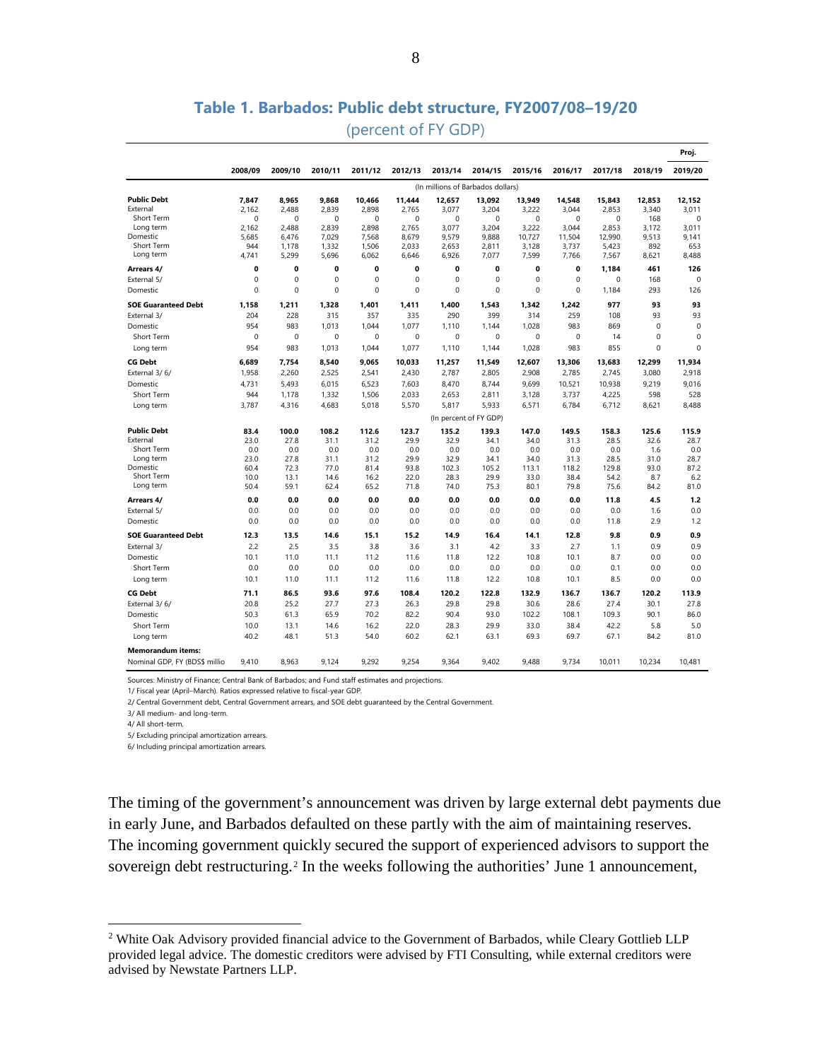## Table 1. Barbados: Public debt structure, FY2007/08–19/20

(percent of FY GDP)

| | 2008/09 | 2009/10 | 2010/11 | 2011/12 | 2012/13 | 2013/14 | 2014/15 | 2015/16 | 2016/17 | 2017/18 | 2018/19 | Proj. 2019/20 |
|---|---|---|---|---|---|---|---|---|---|---|---|---|
| | (In millions of Barbados dollars) | | | | | | | | | | | |
| **Public Debt** | **7,847** | **8,965** | **9,868** | **10,466** | **11,444** | **12,657** | **13,092** | **13,949** | **14,548** | **15,843** | **12,853** | **12,152** |
| External | 2,162 | 2,488 | 2,839 | 2,898 | 2,765 | 3,077 | 3,204 | 3,222 | 3,044 | 2,853 | 3,340 | 3,011 |
| Short Term | 0 | 0 | 0 | 0 | 0 | 0 | 0 | 0 | 0 | 0 | 168 | 0 |
| Long term | 2,162 | 2,488 | 2,839 | 2,898 | 2,765 | 3,077 | 3,204 | 3,222 | 3,044 | 2,853 | 3,172 | 3,011 |
| Domestic | 5,685 | 6,476 | 7,029 | 7,568 | 8,679 | 9,579 | 9,888 | 10,727 | 11,504 | 12,990 | 9,513 | 9,141 |
| Short Term | 944 | 1,178 | 1,332 | 1,506 | 2,033 | 2,653 | 2,811 | 3,128 | 3,737 | 5,423 | 892 | 653 |
| Long term | 4,741 | 5,299 | 5,696 | 6,062 | 6,646 | 6,926 | 7,077 | 7,599 | 7,766 | 7,567 | 8,621 | 8,488 |
| **Arrears 4/** | **0** | **0** | **0** | **0** | **0** | **0** | **0** | **0** | **0** | **1,184** | **461** | **126** |
| External 5/ | 0 | 0 | 0 | 0 | 0 | 0 | 0 | 0 | 0 | 0 | 168 | 0 |
| Domestic | 0 | 0 | 0 | 0 | 0 | 0 | 0 | 0 | 0 | 1,184 | 293 | 126 |
| **SOE Guaranteed Debt** | **1,158** | **1,211** | **1,328** | **1,401** | **1,411** | **1,400** | **1,543** | **1,342** | **1,242** | **977** | **93** | **93** |
| External 3/ | 204 | 228 | 315 | 357 | 335 | 290 | 399 | 314 | 259 | 108 | 93 | 93 |
| Domestic | 954 | 983 | 1,013 | 1,044 | 1,077 | 1,110 | 1,144 | 1,028 | 983 | 869 | 0 | 0 |
| Short Term | 0 | 0 | 0 | 0 | 0 | 0 | 0 | 0 | 0 | 14 | 0 | 0 |
| Long term | 954 | 983 | 1,013 | 1,044 | 1,077 | 1,110 | 1,144 | 1,028 | 983 | 855 | 0 | 0 |
| **CG Debt** | **6,689** | **7,754** | **8,540** | **9,065** | **10,033** | **11,257** | **11,549** | **12,607** | **13,306** | **13,683** | **12,299** | **11,934** |
| External 3/ 6/ | 1,958 | 2,260 | 2,525 | 2,541 | 2,430 | 2,787 | 2,805 | 2,908 | 2,785 | 2,745 | 3,080 | 2,918 |
| Domestic | 4,731 | 5,493 | 6,015 | 6,523 | 7,603 | 8,470 | 8,744 | 9,699 | 10,521 | 10,938 | 9,219 | 9,016 |
| Short Term | 944 | 1,178 | 1,332 | 1,506 | 2,033 | 2,653 | 2,811 | 3,128 | 3,737 | 4,225 | 598 | 528 |
| Long term | 3,787 | 4,316 | 4,683 | 5,018 | 5,570 | 5,817 | 5,933 | 6,571 | 6,784 | 6,712 | 8,621 | 8,488 |
| | (In percent of FY GDP) | | | | | | | | | | | |
| **Public Debt** | **83.4** | **100.0** | **108.2** | **112.6** | **123.7** | **135.2** | **139.3** | **147.0** | **149.5** | **158.3** | **125.6** | **115.9** |
| External | 23.0 | 27.8 | 31.1 | 31.2 | 29.9 | 32.9 | 34.1 | 34.0 | 31.3 | 28.5 | 32.6 | 28.7 |
| Short Term | 0.0 | 0.0 | 0.0 | 0.0 | 0.0 | 0.0 | 0.0 | 0.0 | 0.0 | 0.0 | 1.6 | 0.0 |
| Long term | 23.0 | 27.8 | 31.1 | 31.2 | 29.9 | 32.9 | 34.1 | 34.0 | 31.3 | 28.5 | 31.0 | 28.7 |
| Domestic | 60.4 | 72.3 | 77.0 | 81.4 | 93.8 | 102.3 | 105.2 | 113.1 | 118.2 | 129.8 | 93.0 | 87.2 |
| Short Term | 10.0 | 13.1 | 14.6 | 16.2 | 22.0 | 28.3 | 29.9 | 33.0 | 38.4 | 54.2 | 8.7 | 6.2 |
| Long term | 50.4 | 59.1 | 62.4 | 65.2 | 71.8 | 74.0 | 75.3 | 80.1 | 79.8 | 75.6 | 84.2 | 81.0 |
| **Arrears 4/** | **0.0** | **0.0** | **0.0** | **0.0** | **0.0** | **0.0** | **0.0** | **0.0** | **0.0** | **11.8** | **4.5** | **1.2** |
| External 5/ | 0.0 | 0.0 | 0.0 | 0.0 | 0.0 | 0.0 | 0.0 | 0.0 | 0.0 | 0.0 | 1.6 | 0.0 |
| Domestic | 0.0 | 0.0 | 0.0 | 0.0 | 0.0 | 0.0 | 0.0 | 0.0 | 0.0 | 11.8 | 2.9 | 1.2 |
| **SOE Guaranteed Debt** | **12.3** | **13.5** | **14.6** | **15.1** | **15.2** | **14.9** | **16.4** | **14.1** | **12.8** | **9.8** | **0.9** | **0.9** |
| External 3/ | 2.2 | 2.5 | 3.5 | 3.8 | 3.6 | 3.1 | 4.2 | 3.3 | 2.7 | 1.1 | 0.9 | 0.9 |
| Domestic | 10.1 | 11.0 | 11.1 | 11.2 | 11.6 | 11.8 | 12.2 | 10.8 | 10.1 | 8.7 | 0.0 | 0.0 |
| Short Term | 0.0 | 0.0 | 0.0 | 0.0 | 0.0 | 0.0 | 0.0 | 0.0 | 0.0 | 0.1 | 0.0 | 0.0 |
| Long term | 10.1 | 11.0 | 11.1 | 11.2 | 11.6 | 11.8 | 12.2 | 10.8 | 10.1 | 8.5 | 0.0 | 0.0 |
| **CG Debt** | **71.1** | **86.5** | **93.6** | **97.6** | **108.4** | **120.2** | **122.8** | **132.9** | **136.7** | **136.7** | **120.2** | **113.9** |
| External 3/ 6/ | 20.8 | 25.2 | 27.7 | 27.3 | 26.3 | 29.8 | 29.8 | 30.6 | 28.6 | 27.4 | 30.1 | 27.8 |
| Domestic | 50.3 | 61.3 | 65.9 | 70.2 | 82.2 | 90.4 | 93.0 | 102.2 | 108.1 | 109.3 | 90.1 | 86.0 |
| Short Term | 10.0 | 13.1 | 14.6 | 16.2 | 22.0 | 28.3 | 29.9 | 33.0 | 38.4 | 42.2 | 5.8 | 5.0 |
| Long term | 40.2 | 48.1 | 51.3 | 54.0 | 60.2 | 62.1 | 63.1 | 69.3 | 69.7 | 67.1 | 84.2 | 81.0 |
| **Memorandum items:** | | | | | | | | | | | | |
| Nominal GDP, FY (BDS$ millio | 9,410 | 8,963 | 9,124 | 9,292 | 9,254 | 9,364 | 9,402 | 9,488 | 9,734 | 10,011 | 10,234 | 10,481 |

Sources: Ministry of Finance; Central Bank of Barbados; and Fund staff estimates and projections.

1/ Fiscal year (April–March). Ratios expressed relative to fiscal-year GDP.

2/ Central Government debt, Central Government arrears, and SOE debt guaranteed by the Central Government.

3/ All medium- and long-term.

4/ All short-term.

5/ Excluding principal amortization arrears.

6/ Including principal amortization arrears.

The timing of the government's announcement was driven by large external debt payments due in early June, and Barbados defaulted on these partly with the aim of maintaining reserves. The incoming government quickly secured the support of experienced advisors to support the sovereign debt restructuring.[2] In the weeks following the authorities' June 1 announcement,

[2] White Oak Advisory provided financial advice to the Government of Barbados, while Cleary Gottlieb LLP provided legal advice. The domestic creditors were advised by FTI Consulting, while external creditors were advised by Newstate Partners LLP.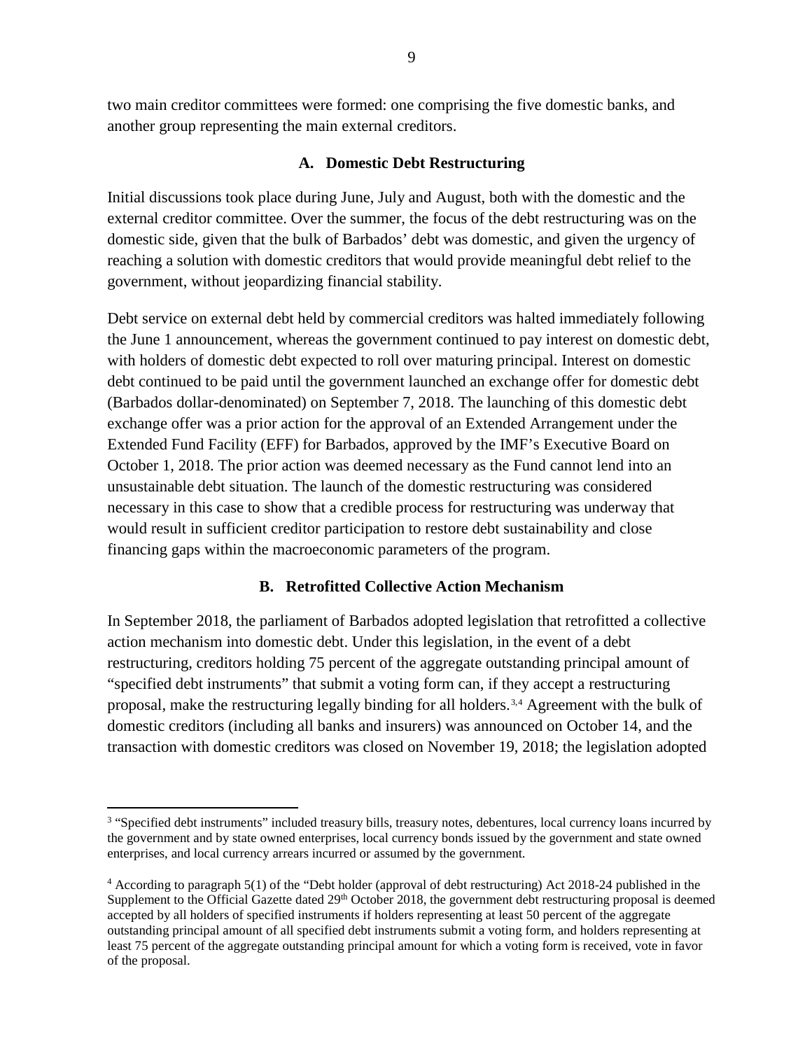two main creditor committees were formed: one comprising the five domestic banks, and another group representing the main external creditors.

### A. Domestic Debt Restructuring

Initial discussions took place during June, July and August, both with the domestic and the external creditor committee. Over the summer, the focus of the debt restructuring was on the domestic side, given that the bulk of Barbados' debt was domestic, and given the urgency of reaching a solution with domestic creditors that would provide meaningful debt relief to the government, without jeopardizing financial stability.

Debt service on external debt held by commercial creditors was halted immediately following the June 1 announcement, whereas the government continued to pay interest on domestic debt, with holders of domestic debt expected to roll over maturing principal. Interest on domestic debt continued to be paid until the government launched an exchange offer for domestic debt (Barbados dollar-denominated) on September 7, 2018. The launching of this domestic debt exchange offer was a prior action for the approval of an Extended Arrangement under the Extended Fund Facility (EFF) for Barbados, approved by the IMF's Executive Board on October 1, 2018. The prior action was deemed necessary as the Fund cannot lend into an unsustainable debt situation. The launch of the domestic restructuring was considered necessary in this case to show that a credible process for restructuring was underway that would result in sufficient creditor participation to restore debt sustainability and close financing gaps within the macroeconomic parameters of the program.

### B. Retrofitted Collective Action Mechanism

In September 2018, the parliament of Barbados adopted legislation that retrofitted a collective action mechanism into domestic debt. Under this legislation, in the event of a debt restructuring, creditors holding 75 percent of the aggregate outstanding principal amount of "specified debt instruments" that submit a voting form can, if they accept a restructuring proposal, make the restructuring legally binding for all holders.[3,4] Agreement with the bulk of domestic creditors (including all banks and insurers) was announced on October 14, and the transaction with domestic creditors was closed on November 19, 2018; the legislation adopted

---

[3] "Specified debt instruments" included treasury bills, treasury notes, debentures, local currency loans incurred by the government and by state owned enterprises, local currency bonds issued by the government and state owned enterprises, and local currency arrears incurred or assumed by the government.

[4] According to paragraph 5(1) of the "Debt holder (approval of debt restructuring) Act 2018-24 published in the Supplement to the Official Gazette dated 29th October 2018, the government debt restructuring proposal is deemed accepted by all holders of specified instruments if holders representing at least 50 percent of the aggregate outstanding principal amount of all specified debt instruments submit a voting form, and holders representing at least 75 percent of the aggregate outstanding principal amount for which a voting form is received, vote in favor of the proposal.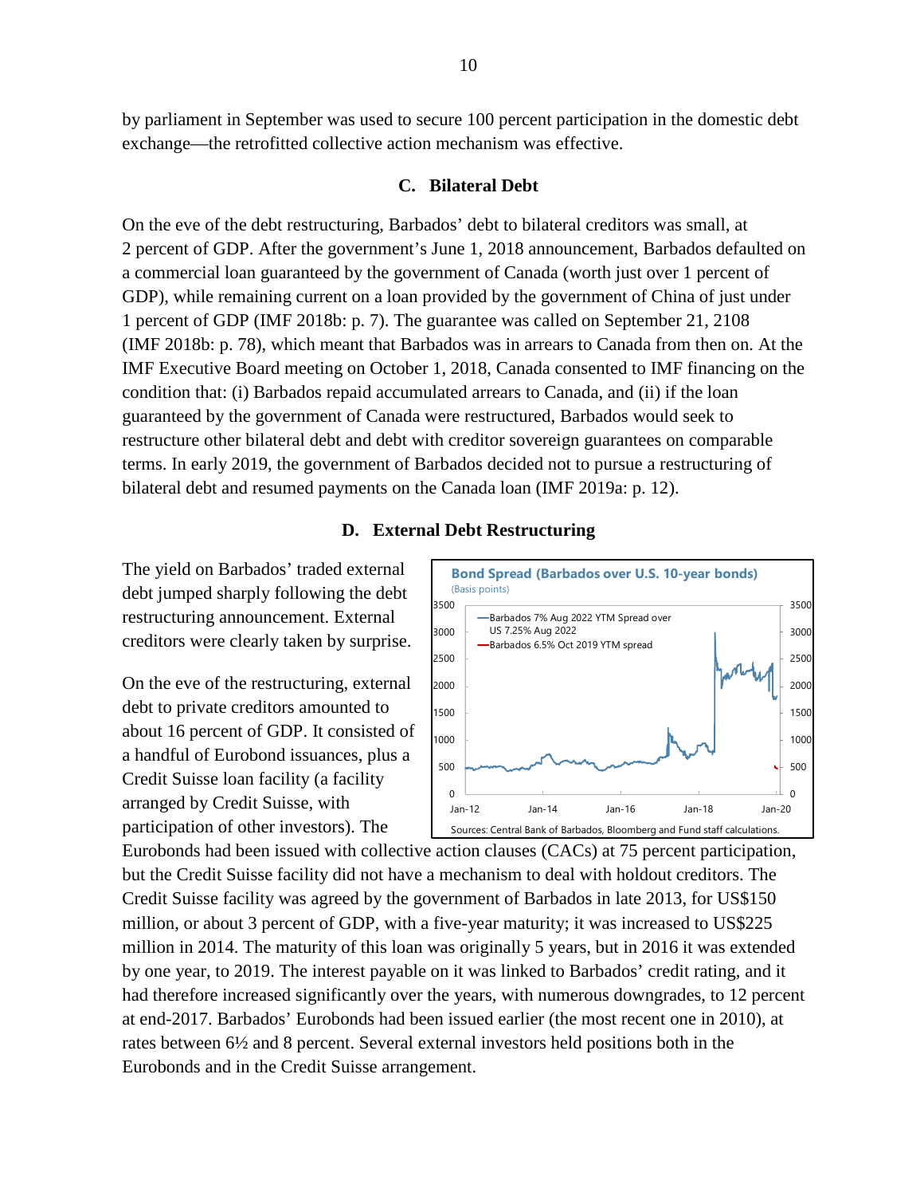by parliament in September was used to secure 100 percent participation in the domestic debt exchange—the retrofitted collective action mechanism was effective.

### C. Bilateral Debt

On the eve of the debt restructuring, Barbados' debt to bilateral creditors was small, at 2 percent of GDP. After the government's June 1, 2018 announcement, Barbados defaulted on a commercial loan guaranteed by the government of Canada (worth just over 1 percent of GDP), while remaining current on a loan provided by the government of China of just under 1 percent of GDP (IMF 2018b: p. 7). The guarantee was called on September 21, 2108 (IMF 2018b: p. 78), which meant that Barbados was in arrears to Canada from then on. At the IMF Executive Board meeting on October 1, 2018, Canada consented to IMF financing on the condition that: (i) Barbados repaid accumulated arrears to Canada, and (ii) if the loan guaranteed by the government of Canada were restructured, Barbados would seek to restructure other bilateral debt and debt with creditor sovereign guarantees on comparable terms. In early 2019, the government of Barbados decided not to pursue a restructuring of bilateral debt and resumed payments on the Canada loan (IMF 2019a: p. 12).

### D. External Debt Restructuring

The yield on Barbados' traded external debt jumped sharply following the debt restructuring announcement. External creditors were clearly taken by surprise.

**Bond Spread (Barbados over U.S. 10-year bonds)**
(Basis points)

Sources: Central Bank of Barbados, Bloomberg and Fund staff calculations.

On the eve of the restructuring, external debt to private creditors amounted to about 16 percent of GDP. It consisted of a handful of Eurobond issuances, plus a Credit Suisse loan facility (a facility arranged by Credit Suisse, with participation of other investors). The Eurobonds had been issued with collective action clauses (CACs) at 75 percent participation, but the Credit Suisse facility did not have a mechanism to deal with holdout creditors. The Credit Suisse facility was agreed by the government of Barbados in late 2013, for US$150 million, or about 3 percent of GDP, with a five-year maturity; it was increased to US$225 million in 2014. The maturity of this loan was originally 5 years, but in 2016 it was extended by one year, to 2019. The interest payable on it was linked to Barbados' credit rating, and it had therefore increased significantly over the years, with numerous downgrades, to 12 percent at end-2017. Barbados' Eurobonds had been issued earlier (the most recent one in 2010), at rates between 6½ and 8 percent. Several external investors held positions both in the Eurobonds and in the Credit Suisse arrangement.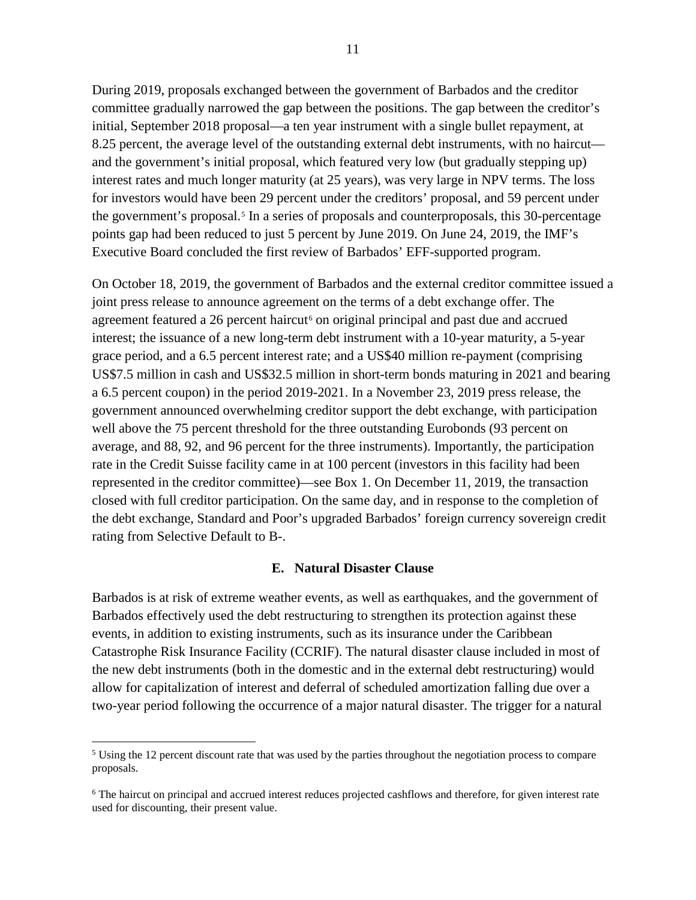During 2019, proposals exchanged between the government of Barbados and the creditor committee gradually narrowed the gap between the positions. The gap between the creditor's initial, September 2018 proposal—a ten year instrument with a single bullet repayment, at 8.25 percent, the average level of the outstanding external debt instruments, with no haircut—and the government's initial proposal, which featured very low (but gradually stepping up) interest rates and much longer maturity (at 25 years), was very large in NPV terms. The loss for investors would have been 29 percent under the creditors' proposal, and 59 percent under the government's proposal.[5] In a series of proposals and counterproposals, this 30-percentage points gap had been reduced to just 5 percent by June 2019. On June 24, 2019, the IMF's Executive Board concluded the first review of Barbados' EFF-supported program.

On October 18, 2019, the government of Barbados and the external creditor committee issued a joint press release to announce agreement on the terms of a debt exchange offer. The agreement featured a 26 percent haircut[6] on original principal and past due and accrued interest; the issuance of a new long-term debt instrument with a 10-year maturity, a 5-year grace period, and a 6.5 percent interest rate; and a US$40 million re-payment (comprising US$7.5 million in cash and US$32.5 million in short-term bonds maturing in 2021 and bearing a 6.5 percent coupon) in the period 2019-2021. In a November 23, 2019 press release, the government announced overwhelming creditor support the debt exchange, with participation well above the 75 percent threshold for the three outstanding Eurobonds (93 percent on average, and 88, 92, and 96 percent for the three instruments). Importantly, the participation rate in the Credit Suisse facility came in at 100 percent (investors in this facility had been represented in the creditor committee)—see Box 1. On December 11, 2019, the transaction closed with full creditor participation. On the same day, and in response to the completion of the debt exchange, Standard and Poor's upgraded Barbados' foreign currency sovereign credit rating from Selective Default to B-.

## E. Natural Disaster Clause

Barbados is at risk of extreme weather events, as well as earthquakes, and the government of Barbados effectively used the debt restructuring to strengthen its protection against these events, in addition to existing instruments, such as its insurance under the Caribbean Catastrophe Risk Insurance Facility (CCRIF). The natural disaster clause included in most of the new debt instruments (both in the domestic and in the external debt restructuring) would allow for capitalization of interest and deferral of scheduled amortization falling due over a two-year period following the occurrence of a major natural disaster. The trigger for a natural

---

[5] Using the 12 percent discount rate that was used by the parties throughout the negotiation process to compare proposals.

[6] The haircut on principal and accrued interest reduces projected cashflows and therefore, for given interest rate used for discounting, their present value.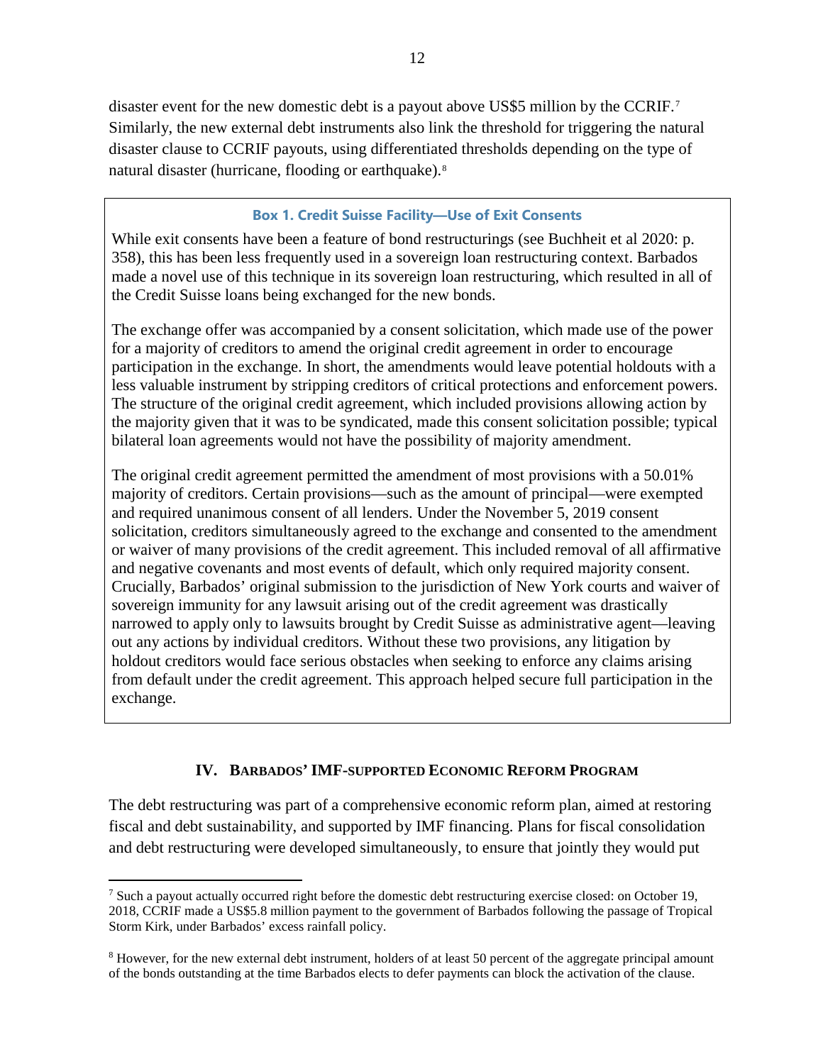disaster event for the new domestic debt is a payout above US$5 million by the CCRIF.[7] Similarly, the new external debt instruments also link the threshold for triggering the natural disaster clause to CCRIF payouts, using differentiated thresholds depending on the type of natural disaster (hurricane, flooding or earthquake).[8]

**Box 1. Credit Suisse Facility—Use of Exit Consents**

While exit consents have been a feature of bond restructurings (see Buchheit et al 2020: p. 358), this has been less frequently used in a sovereign loan restructuring context. Barbados made a novel use of this technique in its sovereign loan restructuring, which resulted in all of the Credit Suisse loans being exchanged for the new bonds.

The exchange offer was accompanied by a consent solicitation, which made use of the power for a majority of creditors to amend the original credit agreement in order to encourage participation in the exchange. In short, the amendments would leave potential holdouts with a less valuable instrument by stripping creditors of critical protections and enforcement powers. The structure of the original credit agreement, which included provisions allowing action by the majority given that it was to be syndicated, made this consent solicitation possible; typical bilateral loan agreements would not have the possibility of majority amendment.

The original credit agreement permitted the amendment of most provisions with a 50.01% majority of creditors. Certain provisions—such as the amount of principal—were exempted and required unanimous consent of all lenders. Under the November 5, 2019 consent solicitation, creditors simultaneously agreed to the exchange and consented to the amendment or waiver of many provisions of the credit agreement. This included removal of all affirmative and negative covenants and most events of default, which only required majority consent. Crucially, Barbados' original submission to the jurisdiction of New York courts and waiver of sovereign immunity for any lawsuit arising out of the credit agreement was drastically narrowed to apply only to lawsuits brought by Credit Suisse as administrative agent—leaving out any actions by individual creditors. Without these two provisions, any litigation by holdout creditors would face serious obstacles when seeking to enforce any claims arising from default under the credit agreement. This approach helped secure full participation in the exchange.

## IV. Barbados' IMF-supported Economic Reform Program

The debt restructuring was part of a comprehensive economic reform plan, aimed at restoring fiscal and debt sustainability, and supported by IMF financing. Plans for fiscal consolidation and debt restructuring were developed simultaneously, to ensure that jointly they would put

[7] Such a payout actually occurred right before the domestic debt restructuring exercise closed: on October 19, 2018, CCRIF made a US$5.8 million payment to the government of Barbados following the passage of Tropical Storm Kirk, under Barbados' excess rainfall policy.

[8] However, for the new external debt instrument, holders of at least 50 percent of the aggregate principal amount of the bonds outstanding at the time Barbados elects to defer payments can block the activation of the clause.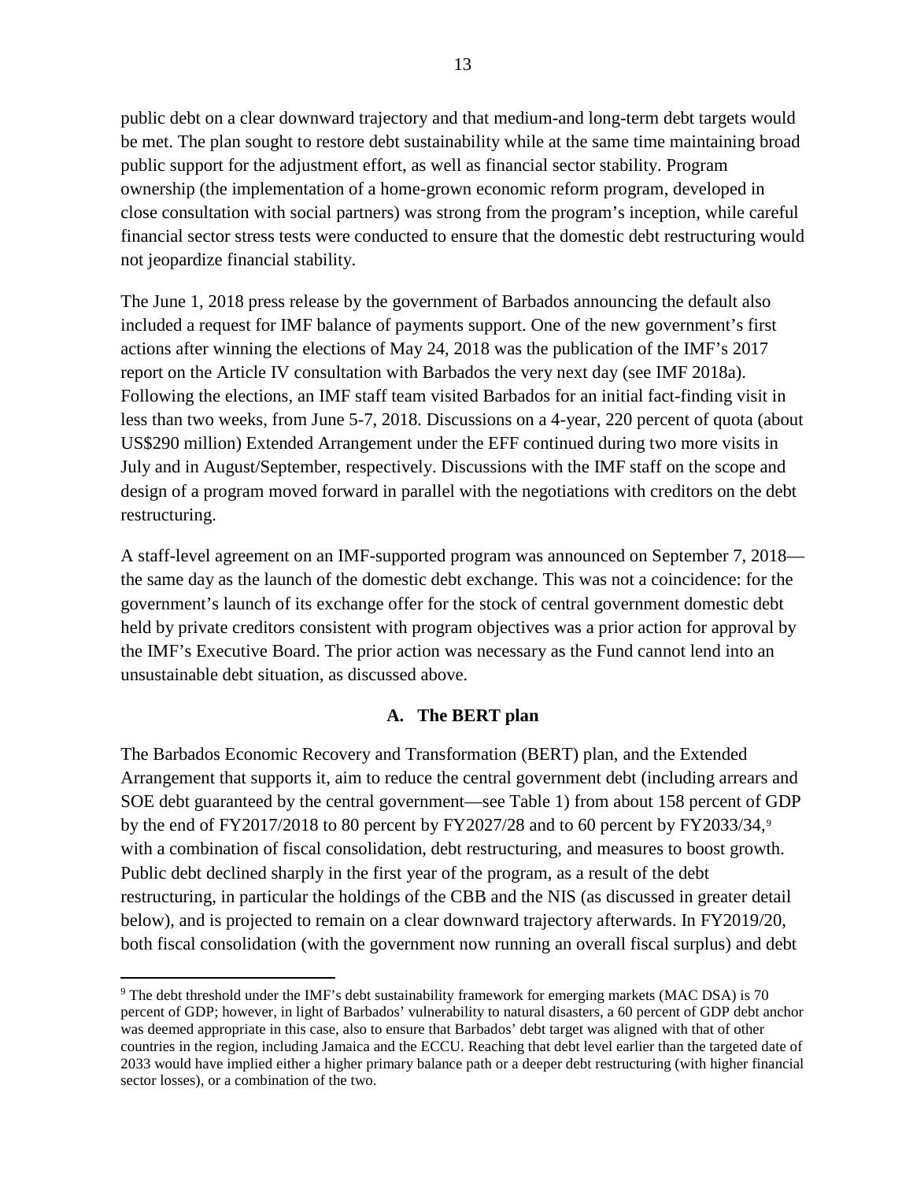public debt on a clear downward trajectory and that medium-and long-term debt targets would be met. The plan sought to restore debt sustainability while at the same time maintaining broad public support for the adjustment effort, as well as financial sector stability. Program ownership (the implementation of a home-grown economic reform program, developed in close consultation with social partners) was strong from the program's inception, while careful financial sector stress tests were conducted to ensure that the domestic debt restructuring would not jeopardize financial stability.

The June 1, 2018 press release by the government of Barbados announcing the default also included a request for IMF balance of payments support. One of the new government's first actions after winning the elections of May 24, 2018 was the publication of the IMF's 2017 report on the Article IV consultation with Barbados the very next day (see IMF 2018a). Following the elections, an IMF staff team visited Barbados for an initial fact-finding visit in less than two weeks, from June 5-7, 2018. Discussions on a 4-year, 220 percent of quota (about US$290 million) Extended Arrangement under the EFF continued during two more visits in July and in August/September, respectively. Discussions with the IMF staff on the scope and design of a program moved forward in parallel with the negotiations with creditors on the debt restructuring.

A staff-level agreement on an IMF-supported program was announced on September 7, 2018—the same day as the launch of the domestic debt exchange. This was not a coincidence: for the government's launch of its exchange offer for the stock of central government domestic debt held by private creditors consistent with program objectives was a prior action for approval by the IMF's Executive Board. The prior action was necessary as the Fund cannot lend into an unsustainable debt situation, as discussed above.

### A. The BERT plan

The Barbados Economic Recovery and Transformation (BERT) plan, and the Extended Arrangement that supports it, aim to reduce the central government debt (including arrears and SOE debt guaranteed by the central government—see Table 1) from about 158 percent of GDP by the end of FY2017/2018 to 80 percent by FY2027/28 and to 60 percent by FY2033/34,[9] with a combination of fiscal consolidation, debt restructuring, and measures to boost growth. Public debt declined sharply in the first year of the program, as a result of the debt restructuring, in particular the holdings of the CBB and the NIS (as discussed in greater detail below), and is projected to remain on a clear downward trajectory afterwards. In FY2019/20, both fiscal consolidation (with the government now running an overall fiscal surplus) and debt

[9] The debt threshold under the IMF's debt sustainability framework for emerging markets (MAC DSA) is 70 percent of GDP; however, in light of Barbados' vulnerability to natural disasters, a 60 percent of GDP debt anchor was deemed appropriate in this case, also to ensure that Barbados' debt target was aligned with that of other countries in the region, including Jamaica and the ECCU. Reaching that debt level earlier than the targeted date of 2033 would have implied either a higher primary balance path or a deeper debt restructuring (with higher financial sector losses), or a combination of the two.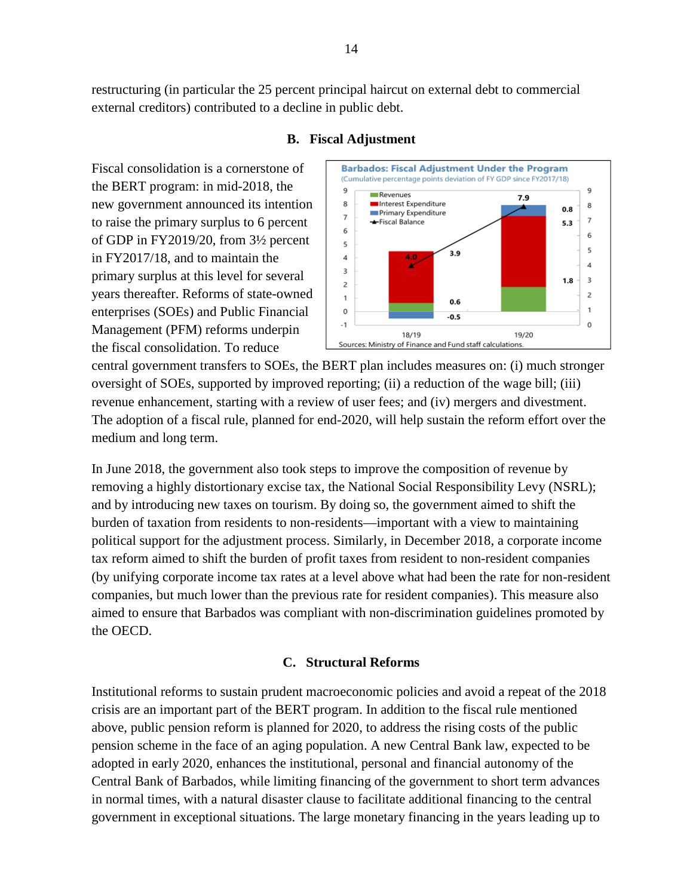restructuring (in particular the 25 percent principal haircut on external debt to commercial external creditors) contributed to a decline in public debt.

### B. Fiscal Adjustment

Fiscal consolidation is a cornerstone of the BERT program: in mid-2018, the new government announced its intention to raise the primary surplus to 6 percent of GDP in FY2019/20, from 3½ percent in FY2017/18, and to maintain the primary surplus at this level for several years thereafter. Reforms of state-owned enterprises (SOEs) and Public Financial Management (PFM) reforms underpin the fiscal consolidation. To reduce central government transfers to SOEs, the BERT plan includes measures on: (i) much stronger oversight of SOEs, supported by improved reporting; (ii) a reduction of the wage bill; (iii) revenue enhancement, starting with a review of user fees; and (iv) mergers and divestment. The adoption of a fiscal rule, planned for end-2020, will help sustain the reform effort over the medium and long term.

**Barbados: Fiscal Adjustment Under the Program**
(Cumulative percentage points deviation of FY GDP since FY2017/18)

| | 18/19 | 19/20 |
|---|---|---|
| Revenues | 0.6 | 1.8 |
| Interest Expenditure | 3.9 | 5.3 |
| Primary Expenditure | -0.5 | 0.8 |
| Fiscal Balance | 4.0 | 7.9 |

Sources: Ministry of Finance and Fund staff calculations.

In June 2018, the government also took steps to improve the composition of revenue by removing a highly distortionary excise tax, the National Social Responsibility Levy (NSRL); and by introducing new taxes on tourism. By doing so, the government aimed to shift the burden of taxation from residents to non-residents—important with a view to maintaining political support for the adjustment process. Similarly, in December 2018, a corporate income tax reform aimed to shift the burden of profit taxes from resident to non-resident companies (by unifying corporate income tax rates at a level above what had been the rate for non-resident companies, but much lower than the previous rate for resident companies). This measure also aimed to ensure that Barbados was compliant with non-discrimination guidelines promoted by the OECD.

### C. Structural Reforms

Institutional reforms to sustain prudent macroeconomic policies and avoid a repeat of the 2018 crisis are an important part of the BERT program. In addition to the fiscal rule mentioned above, public pension reform is planned for 2020, to address the rising costs of the public pension scheme in the face of an aging population. A new Central Bank law, expected to be adopted in early 2020, enhances the institutional, personal and financial autonomy of the Central Bank of Barbados, while limiting financing of the government to short term advances in normal times, with a natural disaster clause to facilitate additional financing to the central government in exceptional situations. The large monetary financing in the years leading up to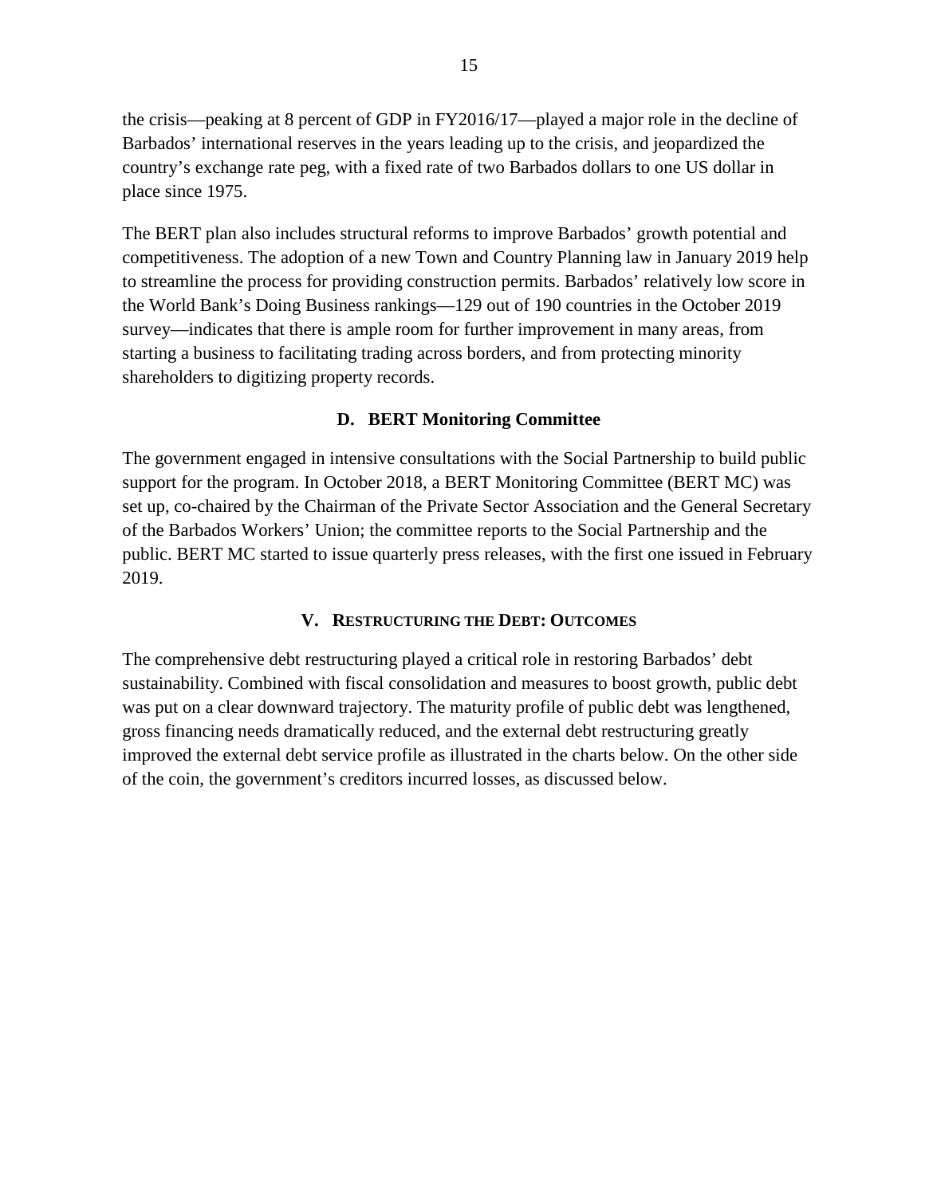the crisis—peaking at 8 percent of GDP in FY2016/17—played a major role in the decline of Barbados' international reserves in the years leading up to the crisis, and jeopardized the country's exchange rate peg, with a fixed rate of two Barbados dollars to one US dollar in place since 1975.

The BERT plan also includes structural reforms to improve Barbados' growth potential and competitiveness. The adoption of a new Town and Country Planning law in January 2019 help to streamline the process for providing construction permits. Barbados' relatively low score in the World Bank's Doing Business rankings—129 out of 190 countries in the October 2019 survey—indicates that there is ample room for further improvement in many areas, from starting a business to facilitating trading across borders, and from protecting minority shareholders to digitizing property records.

### D. BERT Monitoring Committee

The government engaged in intensive consultations with the Social Partnership to build public support for the program. In October 2018, a BERT Monitoring Committee (BERT MC) was set up, co-chaired by the Chairman of the Private Sector Association and the General Secretary of the Barbados Workers' Union; the committee reports to the Social Partnership and the public. BERT MC started to issue quarterly press releases, with the first one issued in February 2019.

## V. Restructuring the Debt: Outcomes

The comprehensive debt restructuring played a critical role in restoring Barbados' debt sustainability. Combined with fiscal consolidation and measures to boost growth, public debt was put on a clear downward trajectory. The maturity profile of public debt was lengthened, gross financing needs dramatically reduced, and the external debt restructuring greatly improved the external debt service profile as illustrated in the charts below. On the other side of the coin, the government's creditors incurred losses, as discussed below.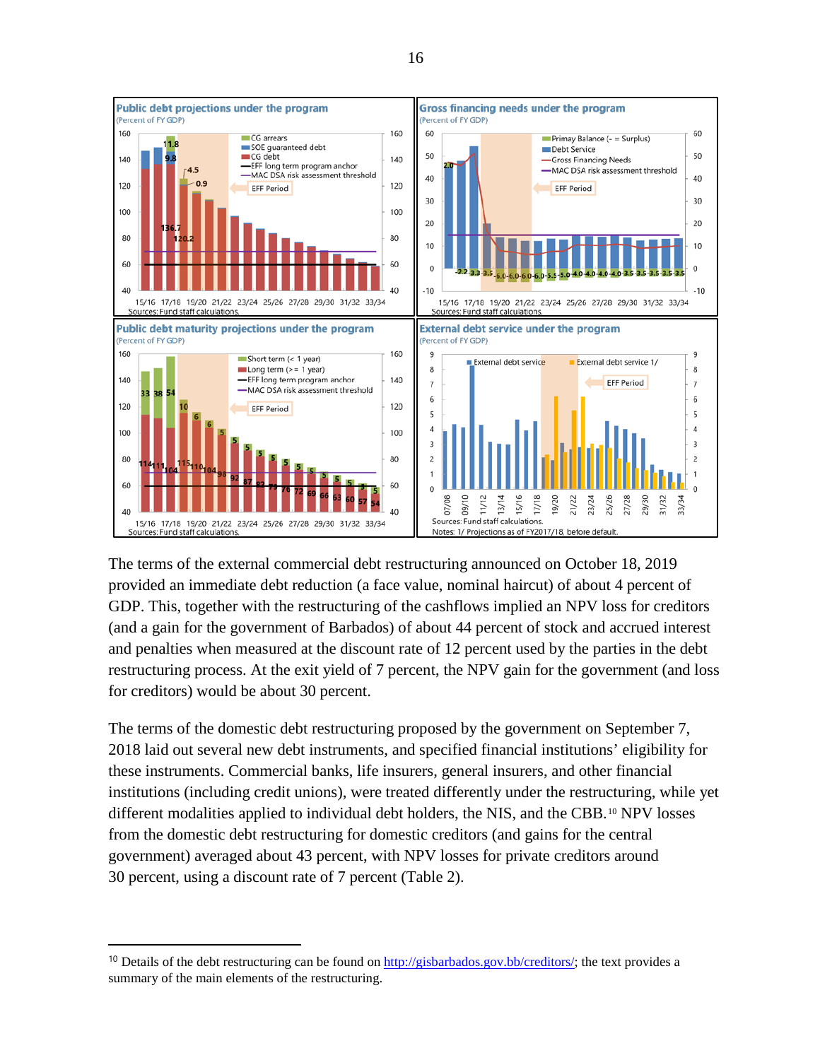**Public debt projections under the program**
(Percent of FY GDP)

Sources: Fund staff calculations.

**Gross financing needs under the program**
(Percent of FY GDP)

Sources: Fund staff calculations.

**Public debt maturity projections under the program**
(Percent of FY GDP)

Sources: Fund staff calculations.

**External debt service under the program**
(Percent of FY GDP)

Sources: Fund staff calculations.
Notes: 1/ Projections as of FY2017/18, before default.

The terms of the external commercial debt restructuring announced on October 18, 2019 provided an immediate debt reduction (a face value, nominal haircut) of about 4 percent of GDP. This, together with the restructuring of the cashflows implied an NPV loss for creditors (and a gain for the government of Barbados) of about 44 percent of stock and accrued interest and penalties when measured at the discount rate of 12 percent used by the parties in the debt restructuring process. At the exit yield of 7 percent, the NPV gain for the government (and loss for creditors) would be about 30 percent.

The terms of the domestic debt restructuring proposed by the government on September 7, 2018 laid out several new debt instruments, and specified financial institutions' eligibility for these instruments. Commercial banks, life insurers, general insurers, and other financial institutions (including credit unions), were treated differently under the restructuring, while yet different modalities applied to individual debt holders, the NIS, and the CBB.[10] NPV losses from the domestic debt restructuring for domestic creditors (and gains for the central government) averaged about 43 percent, with NPV losses for private creditors around 30 percent, using a discount rate of 7 percent (Table 2).

[10] Details of the debt restructuring can be found on http://gisbarbados.gov.bb/creditors/; the text provides a summary of the main elements of the restructuring.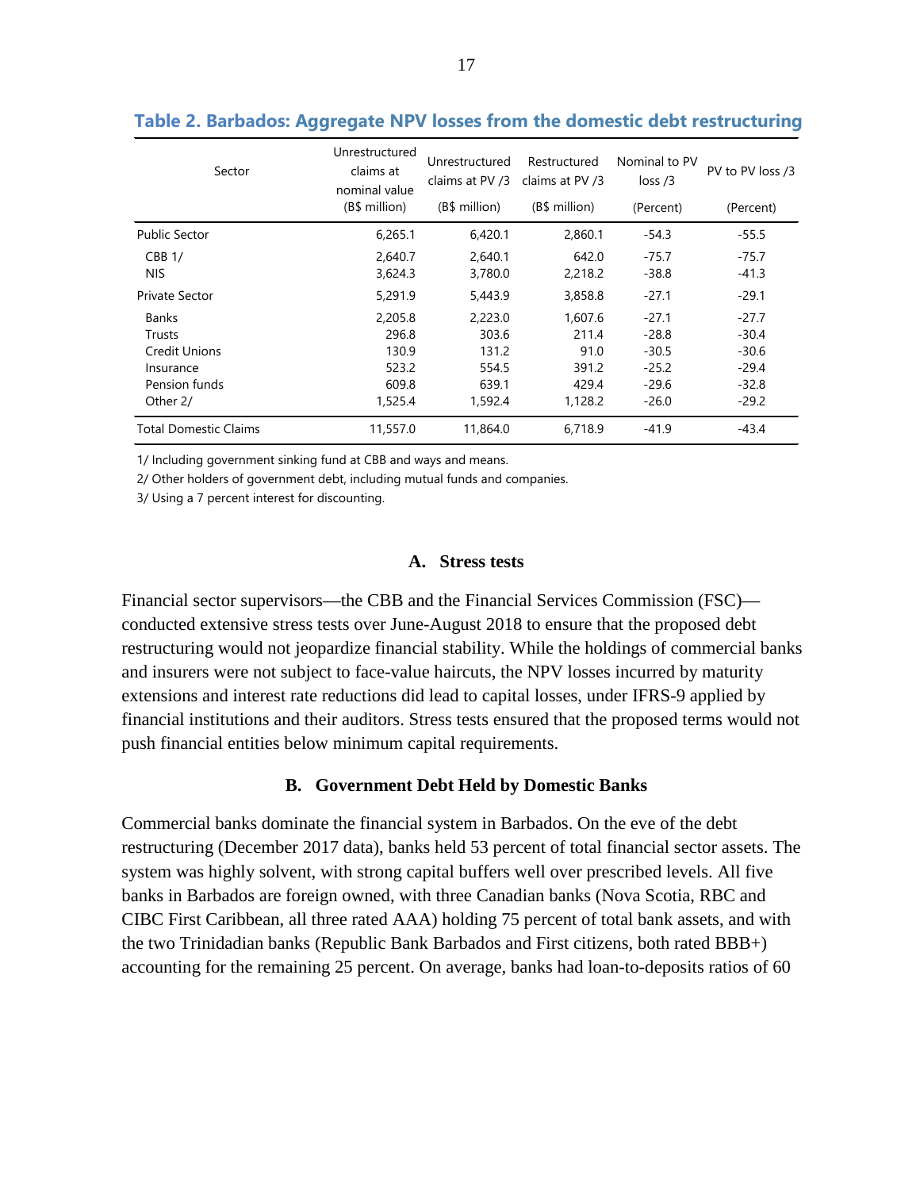**Table 2. Barbados: Aggregate NPV losses from the domestic debt restructuring**

| Sector | Unrestructured claims at nominal value (B$ million) | Unrestructured claims at PV /3 (B$ million) | Restructured claims at PV /3 (B$ million) | Nominal to PV loss /3 (Percent) | PV to PV loss /3 (Percent) |
|---|---|---|---|---|---|
| Public Sector | 6,265.1 | 6,420.1 | 2,860.1 | -54.3 | -55.5 |
| CBB 1/ | 2,640.7 | 2,640.1 | 642.0 | -75.7 | -75.7 |
| NIS | 3,624.3 | 3,780.0 | 2,218.2 | -38.8 | -41.3 |
| Private Sector | 5,291.9 | 5,443.9 | 3,858.8 | -27.1 | -29.1 |
| Banks | 2,205.8 | 2,223.0 | 1,607.6 | -27.1 | -27.7 |
| Trusts | 296.8 | 303.6 | 211.4 | -28.8 | -30.4 |
| Credit Unions | 130.9 | 131.2 | 91.0 | -30.5 | -30.6 |
| Insurance | 523.2 | 554.5 | 391.2 | -25.2 | -29.4 |
| Pension funds | 609.8 | 639.1 | 429.4 | -29.6 | -32.8 |
| Other 2/ | 1,525.4 | 1,592.4 | 1,128.2 | -26.0 | -29.2 |
| Total Domestic Claims | 11,557.0 | 11,864.0 | 6,718.9 | -41.9 | -43.4 |

1/ Including government sinking fund at CBB and ways and means.

2/ Other holders of government debt, including mutual funds and companies.

3/ Using a 7 percent interest for discounting.

## A. Stress tests

Financial sector supervisors—the CBB and the Financial Services Commission (FSC)—conducted extensive stress tests over June-August 2018 to ensure that the proposed debt restructuring would not jeopardize financial stability. While the holdings of commercial banks and insurers were not subject to face-value haircuts, the NPV losses incurred by maturity extensions and interest rate reductions did lead to capital losses, under IFRS-9 applied by financial institutions and their auditors. Stress tests ensured that the proposed terms would not push financial entities below minimum capital requirements.

## B. Government Debt Held by Domestic Banks

Commercial banks dominate the financial system in Barbados. On the eve of the debt restructuring (December 2017 data), banks held 53 percent of total financial sector assets. The system was highly solvent, with strong capital buffers well over prescribed levels. All five banks in Barbados are foreign owned, with three Canadian banks (Nova Scotia, RBC and CIBC First Caribbean, all three rated AAA) holding 75 percent of total bank assets, and with the two Trinidadian banks (Republic Bank Barbados and First citizens, both rated BBB+) accounting for the remaining 25 percent. On average, banks had loan-to-deposits ratios of 60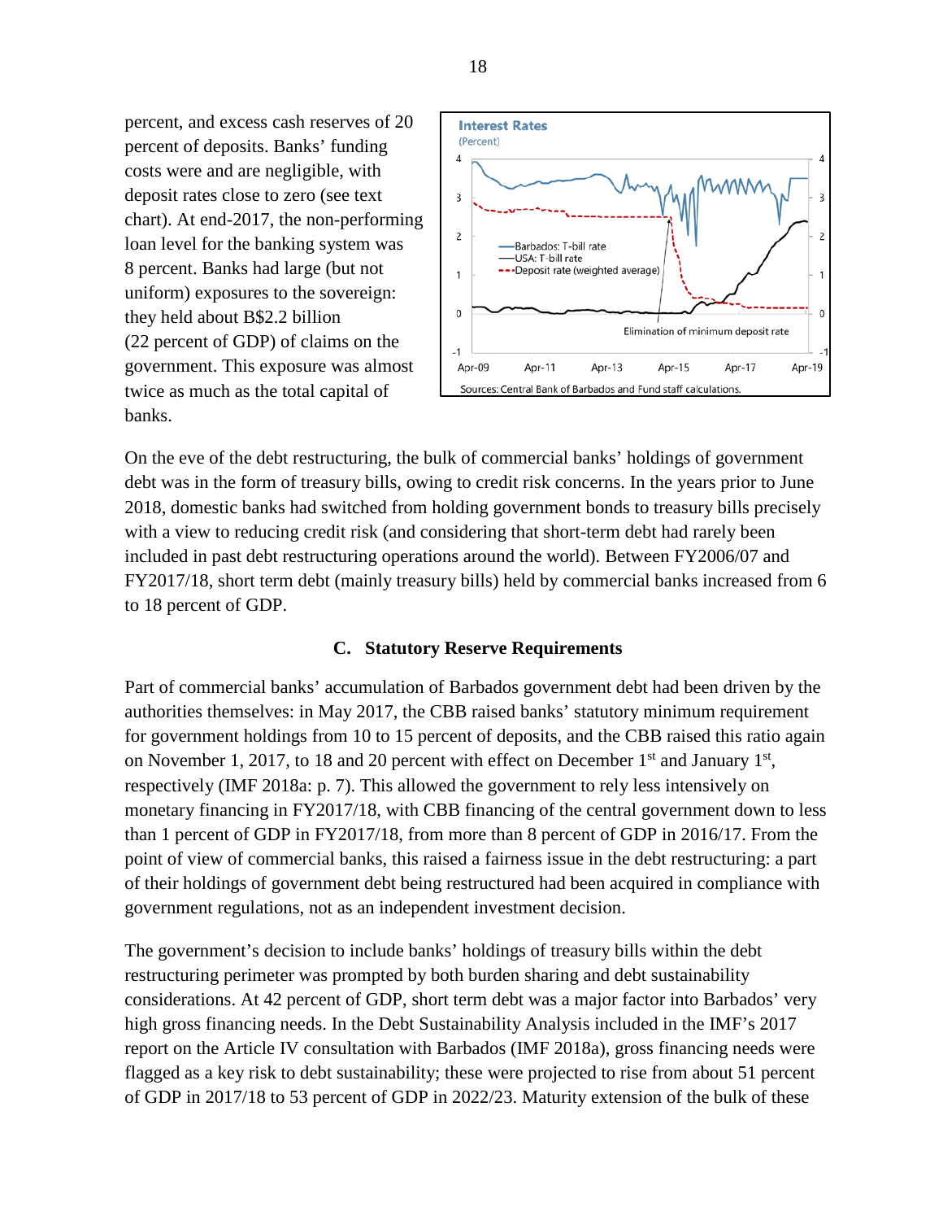percent, and excess cash reserves of 20 percent of deposits. Banks' funding costs were and are negligible, with deposit rates close to zero (see text chart). At end-2017, the non-performing loan level for the banking system was 8 percent. Banks had large (but not uniform) exposures to the sovereign: they held about B$2.2 billion (22 percent of GDP) of claims on the government. This exposure was almost twice as much as the total capital of banks.

On the eve of the debt restructuring, the bulk of commercial banks' holdings of government debt was in the form of treasury bills, owing to credit risk concerns. In the years prior to June 2018, domestic banks had switched from holding government bonds to treasury bills precisely with a view to reducing credit risk (and considering that short-term debt had rarely been included in past debt restructuring operations around the world). Between FY2006/07 and FY2017/18, short term debt (mainly treasury bills) held by commercial banks increased from 6 to 18 percent of GDP.

### C. Statutory Reserve Requirements

Part of commercial banks' accumulation of Barbados government debt had been driven by the authorities themselves: in May 2017, the CBB raised banks' statutory minimum requirement for government holdings from 10 to 15 percent of deposits, and the CBB raised this ratio again on November 1, 2017, to 18 and 20 percent with effect on December 1st and January 1st, respectively (IMF 2018a: p. 7). This allowed the government to rely less intensively on monetary financing in FY2017/18, with CBB financing of the central government down to less than 1 percent of GDP in FY2017/18, from more than 8 percent of GDP in 2016/17. From the point of view of commercial banks, this raised a fairness issue in the debt restructuring: a part of their holdings of government debt being restructured had been acquired in compliance with government regulations, not as an independent investment decision.

The government's decision to include banks' holdings of treasury bills within the debt restructuring perimeter was prompted by both burden sharing and debt sustainability considerations. At 42 percent of GDP, short term debt was a major factor into Barbados' very high gross financing needs. In the Debt Sustainability Analysis included in the IMF's 2017 report on the Article IV consultation with Barbados (IMF 2018a), gross financing needs were flagged as a key risk to debt sustainability; these were projected to rise from about 51 percent of GDP in 2017/18 to 53 percent of GDP in 2022/23. Maturity extension of the bulk of these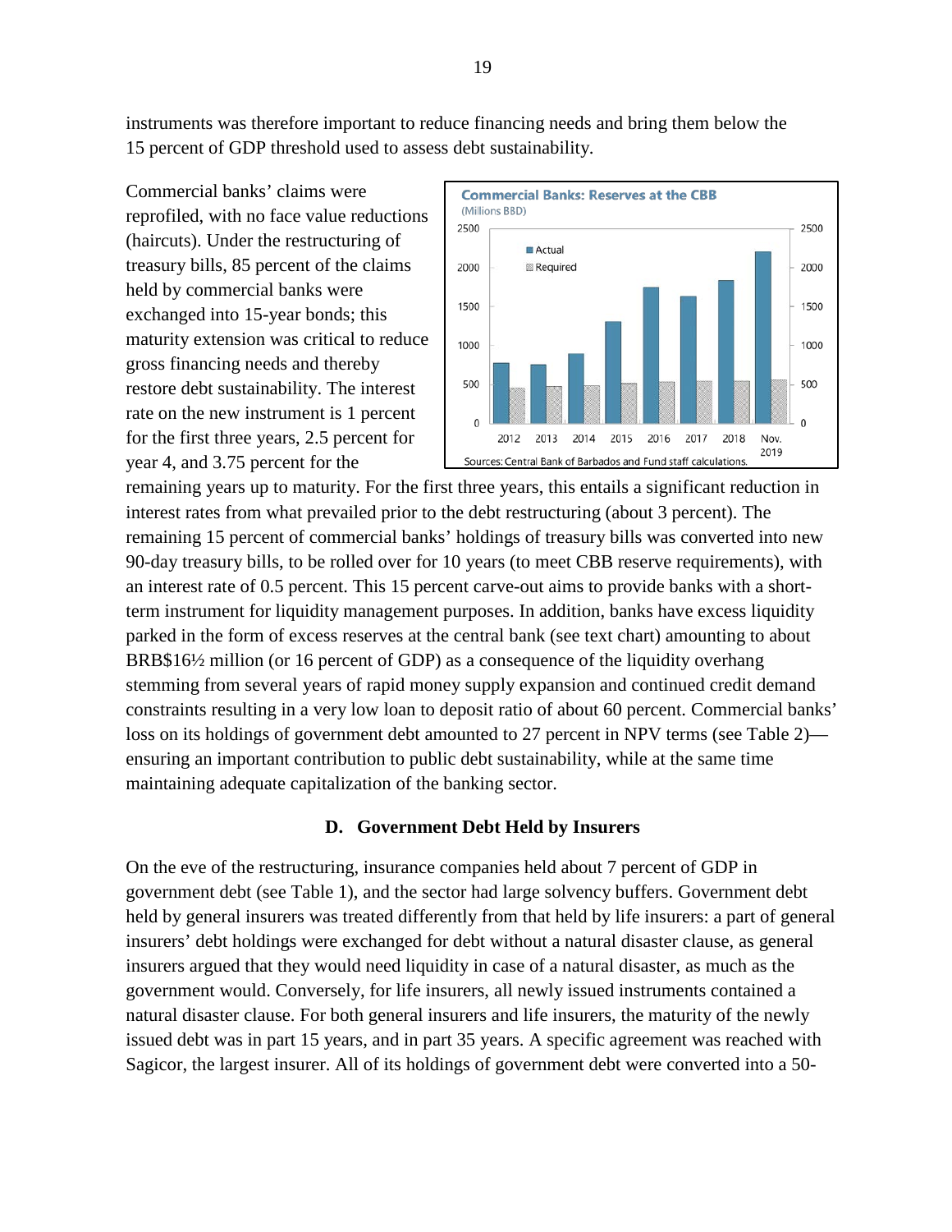instruments was therefore important to reduce financing needs and bring them below the 15 percent of GDP threshold used to assess debt sustainability.

Commercial banks' claims were reprofiled, with no face value reductions (haircuts). Under the restructuring of treasury bills, 85 percent of the claims held by commercial banks were exchanged into 15-year bonds; this maturity extension was critical to reduce gross financing needs and thereby restore debt sustainability. The interest rate on the new instrument is 1 percent for the first three years, 2.5 percent for year 4, and 3.75 percent for the remaining years up to maturity. For the first three years, this entails a significant reduction in interest rates from what prevailed prior to the debt restructuring (about 3 percent). The remaining 15 percent of commercial banks' holdings of treasury bills was converted into new 90-day treasury bills, to be rolled over for 10 years (to meet CBB reserve requirements), with an interest rate of 0.5 percent. This 15 percent carve-out aims to provide banks with a short-term instrument for liquidity management purposes. In addition, banks have excess liquidity parked in the form of excess reserves at the central bank (see text chart) amounting to about BRB$16½ million (or 16 percent of GDP) as a consequence of the liquidity overhang stemming from several years of rapid money supply expansion and continued credit demand constraints resulting in a very low loan to deposit ratio of about 60 percent. Commercial banks' loss on its holdings of government debt amounted to 27 percent in NPV terms (see Table 2)—ensuring an important contribution to public debt sustainability, while at the same time maintaining adequate capitalization of the banking sector.

**Commercial Banks: Reserves at the CBB**
(Millions BBD)

Sources: Central Bank of Barbados and Fund staff calculations.

### D. Government Debt Held by Insurers

On the eve of the restructuring, insurance companies held about 7 percent of GDP in government debt (see Table 1), and the sector had large solvency buffers. Government debt held by general insurers was treated differently from that held by life insurers: a part of general insurers' debt holdings were exchanged for debt without a natural disaster clause, as general insurers argued that they would need liquidity in case of a natural disaster, as much as the government would. Conversely, for life insurers, all newly issued instruments contained a natural disaster clause. For both general insurers and life insurers, the maturity of the newly issued debt was in part 15 years, and in part 35 years. A specific agreement was reached with Sagicor, the largest insurer. All of its holdings of government debt were converted into a 50-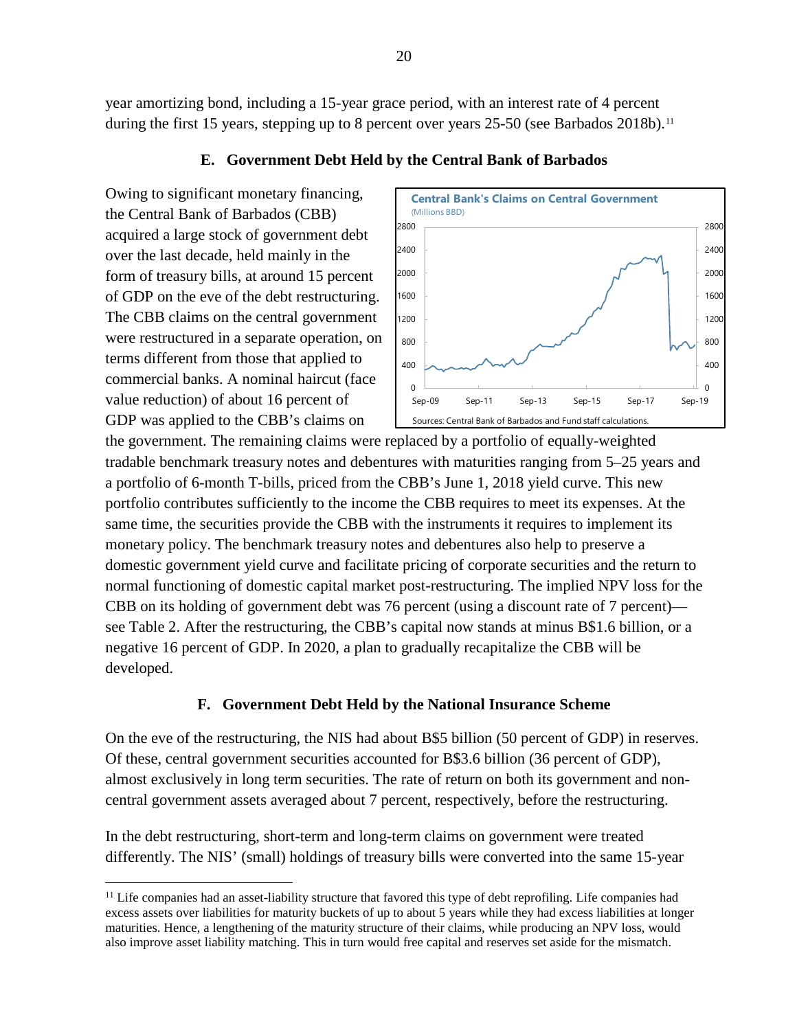year amortizing bond, including a 15-year grace period, with an interest rate of 4 percent during the first 15 years, stepping up to 8 percent over years 25-50 (see Barbados 2018b).[11]

### E. Government Debt Held by the Central Bank of Barbados

Owing to significant monetary financing, the Central Bank of Barbados (CBB) acquired a large stock of government debt over the last decade, held mainly in the form of treasury bills, at around 15 percent of GDP on the eve of the debt restructuring. The CBB claims on the central government were restructured in a separate operation, on terms different from those that applied to commercial banks. A nominal haircut (face value reduction) of about 16 percent of GDP was applied to the CBB's claims on the government. The remaining claims were replaced by a portfolio of equally-weighted tradable benchmark treasury notes and debentures with maturities ranging from 5–25 years and a portfolio of 6-month T-bills, priced from the CBB's June 1, 2018 yield curve. This new portfolio contributes sufficiently to the income the CBB requires to meet its expenses. At the same time, the securities provide the CBB with the instruments it requires to implement its monetary policy. The benchmark treasury notes and debentures also help to preserve a domestic government yield curve and facilitate pricing of corporate securities and the return to normal functioning of domestic capital market post-restructuring. The implied NPV loss for the CBB on its holding of government debt was 76 percent (using a discount rate of 7 percent)—see Table 2. After the restructuring, the CBB's capital now stands at minus B$1.6 billion, or a negative 16 percent of GDP. In 2020, a plan to gradually recapitalize the CBB will be developed.

**Central Bank's Claims on Central Government**
(Millions BBD)

Sources: Central Bank of Barbados and Fund staff calculations.

### F. Government Debt Held by the National Insurance Scheme

On the eve of the restructuring, the NIS had about B$5 billion (50 percent of GDP) in reserves. Of these, central government securities accounted for B$3.6 billion (36 percent of GDP), almost exclusively in long term securities. The rate of return on both its government and non-central government assets averaged about 7 percent, respectively, before the restructuring.

In the debt restructuring, short-term and long-term claims on government were treated differently. The NIS' (small) holdings of treasury bills were converted into the same 15-year

---

[11] Life companies had an asset-liability structure that favored this type of debt reprofiling. Life companies had excess assets over liabilities for maturity buckets of up to about 5 years while they had excess liabilities at longer maturities. Hence, a lengthening of the maturity structure of their claims, while producing an NPV loss, would also improve asset liability matching. This in turn would free capital and reserves set aside for the mismatch.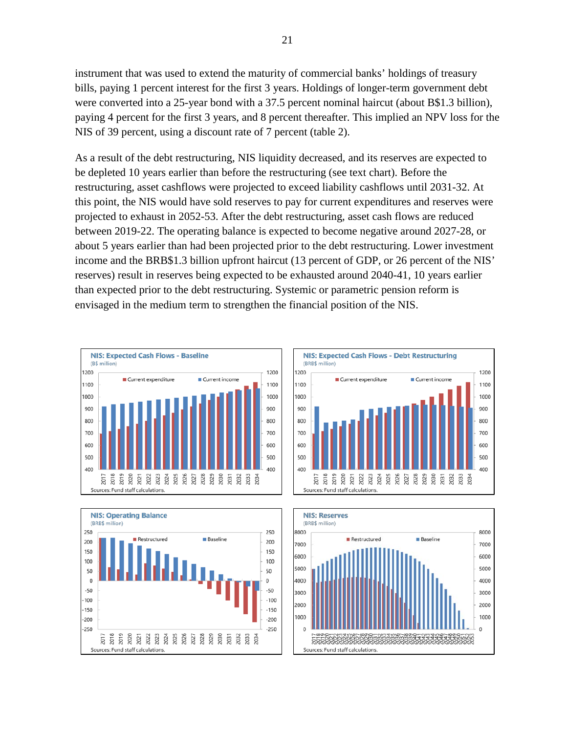instrument that was used to extend the maturity of commercial banks' holdings of treasury bills, paying 1 percent interest for the first 3 years. Holdings of longer-term government debt were converted into a 25-year bond with a 37.5 percent nominal haircut (about B$1.3 billion), paying 4 percent for the first 3 years, and 8 percent thereafter. This implied an NPV loss for the NIS of 39 percent, using a discount rate of 7 percent (table 2).

As a result of the debt restructuring, NIS liquidity decreased, and its reserves are expected to be depleted 10 years earlier than before the restructuring (see text chart). Before the restructuring, asset cashflows were projected to exceed liability cashflows until 2031-32. At this point, the NIS would have sold reserves to pay for current expenditures and reserves were projected to exhaust in 2052-53. After the debt restructuring, asset cash flows are reduced between 2019-22. The operating balance is expected to become negative around 2027-28, or about 5 years earlier than had been projected prior to the debt restructuring. Lower investment income and the BRB$1.3 billion upfront haircut (13 percent of GDP, or 26 percent of the NIS' reserves) result in reserves being expected to be exhausted around 2040-41, 10 years earlier than expected prior to the debt restructuring. Systemic or parametric pension reform is envisaged in the medium term to strengthen the financial position of the NIS.

**NIS: Expected Cash Flows - Baseline**
(B$ million)

Sources: Fund staff calculations.

**NIS: Expected Cash Flows - Debt Restructuring**
(BRB$ million)

Sources: Fund staff calculations.

**NIS: Operating Balance**
(BRB$ million)

Sources: Fund staff calculations.

**NIS: Reserves**
(BRB$ million)

Sources: Fund staff calculations.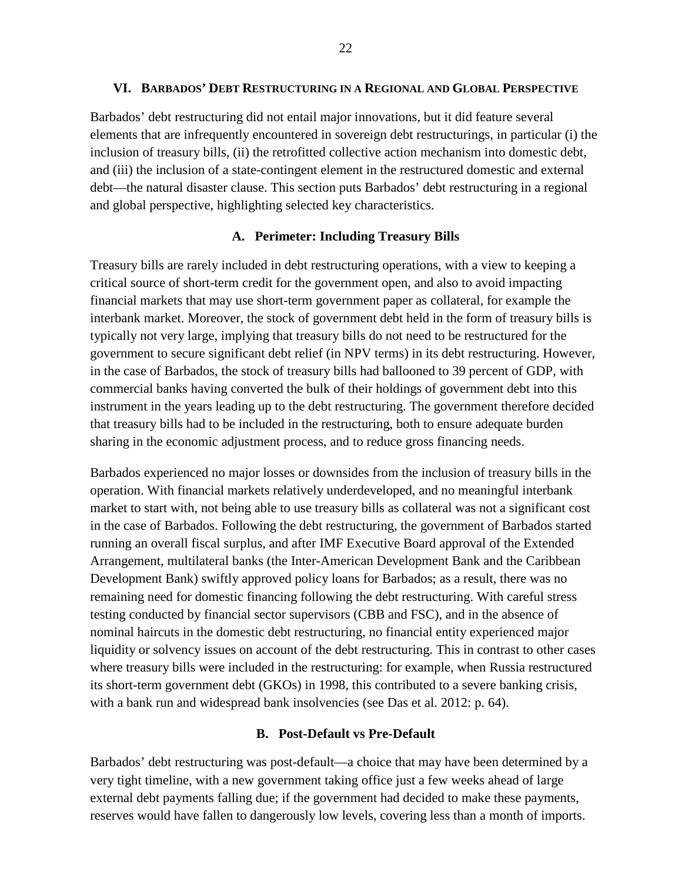## VI. Barbados' Debt Restructuring in a Regional and Global Perspective

Barbados' debt restructuring did not entail major innovations, but it did feature several elements that are infrequently encountered in sovereign debt restructurings, in particular (i) the inclusion of treasury bills, (ii) the retrofitted collective action mechanism into domestic debt, and (iii) the inclusion of a state-contingent element in the restructured domestic and external debt—the natural disaster clause. This section puts Barbados' debt restructuring in a regional and global perspective, highlighting selected key characteristics.

### A. Perimeter: Including Treasury Bills

Treasury bills are rarely included in debt restructuring operations, with a view to keeping a critical source of short-term credit for the government open, and also to avoid impacting financial markets that may use short-term government paper as collateral, for example the interbank market. Moreover, the stock of government debt held in the form of treasury bills is typically not very large, implying that treasury bills do not need to be restructured for the government to secure significant debt relief (in NPV terms) in its debt restructuring. However, in the case of Barbados, the stock of treasury bills had ballooned to 39 percent of GDP, with commercial banks having converted the bulk of their holdings of government debt into this instrument in the years leading up to the debt restructuring. The government therefore decided that treasury bills had to be included in the restructuring, both to ensure adequate burden sharing in the economic adjustment process, and to reduce gross financing needs.

Barbados experienced no major losses or downsides from the inclusion of treasury bills in the operation. With financial markets relatively underdeveloped, and no meaningful interbank market to start with, not being able to use treasury bills as collateral was not a significant cost in the case of Barbados. Following the debt restructuring, the government of Barbados started running an overall fiscal surplus, and after IMF Executive Board approval of the Extended Arrangement, multilateral banks (the Inter-American Development Bank and the Caribbean Development Bank) swiftly approved policy loans for Barbados; as a result, there was no remaining need for domestic financing following the debt restructuring. With careful stress testing conducted by financial sector supervisors (CBB and FSC), and in the absence of nominal haircuts in the domestic debt restructuring, no financial entity experienced major liquidity or solvency issues on account of the debt restructuring. This in contrast to other cases where treasury bills were included in the restructuring: for example, when Russia restructured its short-term government debt (GKOs) in 1998, this contributed to a severe banking crisis, with a bank run and widespread bank insolvencies (see Das et al. 2012: p. 64).

### B. Post-Default vs Pre-Default

Barbados' debt restructuring was post-default—a choice that may have been determined by a very tight timeline, with a new government taking office just a few weeks ahead of large external debt payments falling due; if the government had decided to make these payments, reserves would have fallen to dangerously low levels, covering less than a month of imports.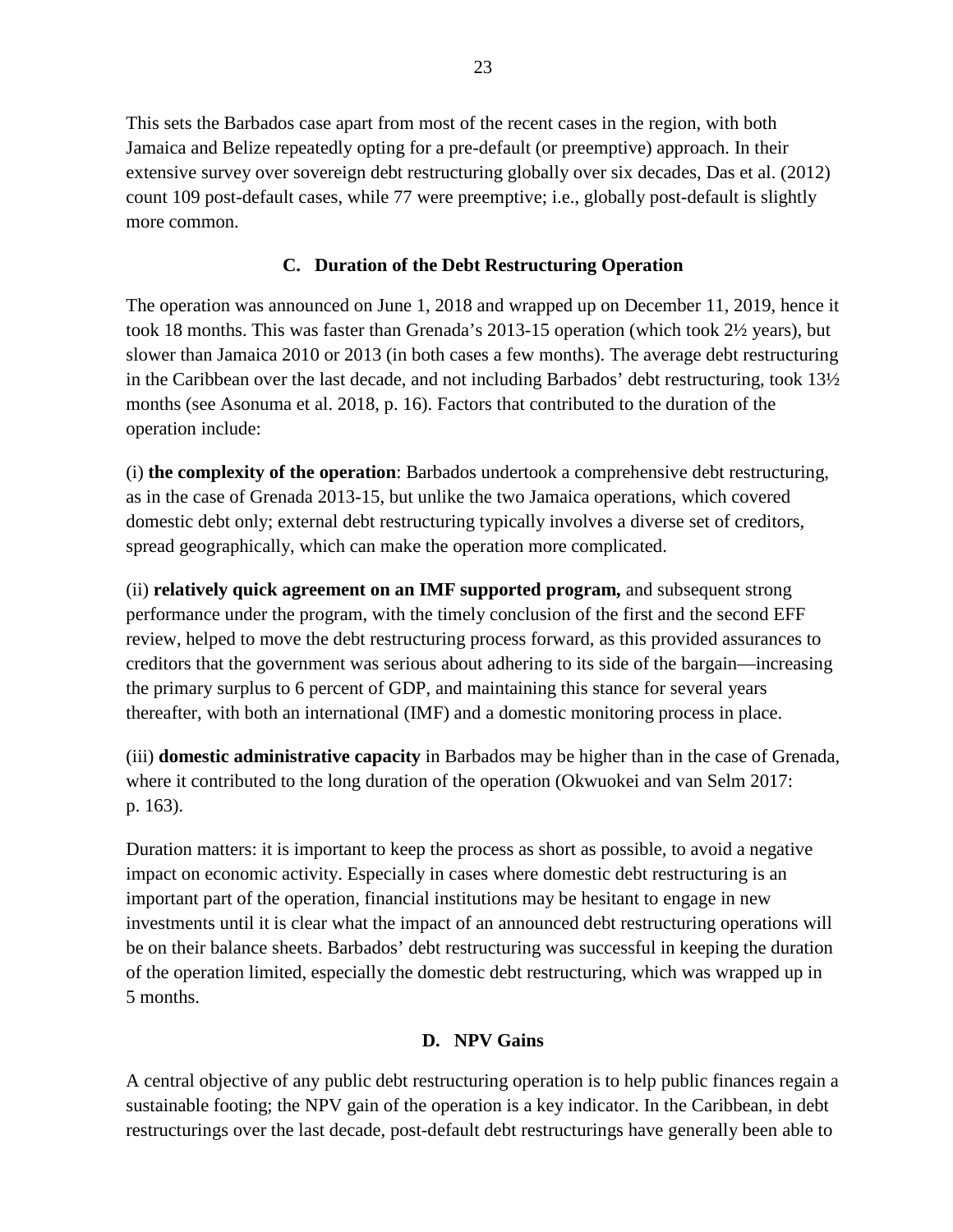This sets the Barbados case apart from most of the recent cases in the region, with both Jamaica and Belize repeatedly opting for a pre-default (or preemptive) approach. In their extensive survey over sovereign debt restructuring globally over six decades, Das et al. (2012) count 109 post-default cases, while 77 were preemptive; i.e., globally post-default is slightly more common.

### C. Duration of the Debt Restructuring Operation

The operation was announced on June 1, 2018 and wrapped up on December 11, 2019, hence it took 18 months. This was faster than Grenada's 2013-15 operation (which took 2½ years), but slower than Jamaica 2010 or 2013 (in both cases a few months). The average debt restructuring in the Caribbean over the last decade, and not including Barbados' debt restructuring, took 13½ months (see Asonuma et al. 2018, p. 16). Factors that contributed to the duration of the operation include:

(i) **the complexity of the operation**: Barbados undertook a comprehensive debt restructuring, as in the case of Grenada 2013-15, but unlike the two Jamaica operations, which covered domestic debt only; external debt restructuring typically involves a diverse set of creditors, spread geographically, which can make the operation more complicated.

(ii) **relatively quick agreement on an IMF supported program,** and subsequent strong performance under the program, with the timely conclusion of the first and the second EFF review, helped to move the debt restructuring process forward, as this provided assurances to creditors that the government was serious about adhering to its side of the bargain—increasing the primary surplus to 6 percent of GDP, and maintaining this stance for several years thereafter, with both an international (IMF) and a domestic monitoring process in place.

(iii) **domestic administrative capacity** in Barbados may be higher than in the case of Grenada, where it contributed to the long duration of the operation (Okwuokei and van Selm 2017: p. 163).

Duration matters: it is important to keep the process as short as possible, to avoid a negative impact on economic activity. Especially in cases where domestic debt restructuring is an important part of the operation, financial institutions may be hesitant to engage in new investments until it is clear what the impact of an announced debt restructuring operations will be on their balance sheets. Barbados' debt restructuring was successful in keeping the duration of the operation limited, especially the domestic debt restructuring, which was wrapped up in 5 months.

### D. NPV Gains

A central objective of any public debt restructuring operation is to help public finances regain a sustainable footing; the NPV gain of the operation is a key indicator. In the Caribbean, in debt restructurings over the last decade, post-default debt restructurings have generally been able to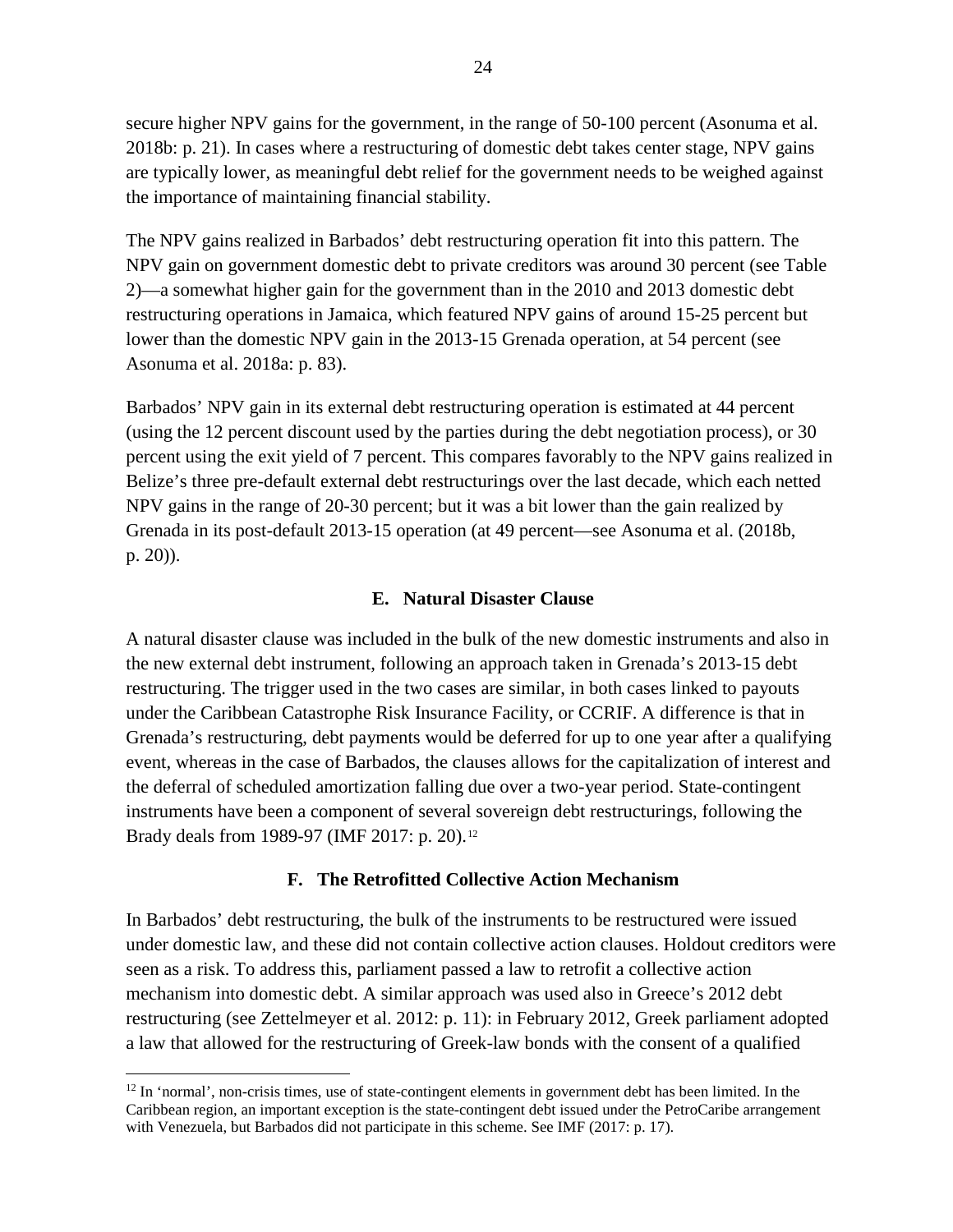secure higher NPV gains for the government, in the range of 50-100 percent (Asonuma et al. 2018b: p. 21). In cases where a restructuring of domestic debt takes center stage, NPV gains are typically lower, as meaningful debt relief for the government needs to be weighed against the importance of maintaining financial stability.

The NPV gains realized in Barbados' debt restructuring operation fit into this pattern. The NPV gain on government domestic debt to private creditors was around 30 percent (see Table 2)—a somewhat higher gain for the government than in the 2010 and 2013 domestic debt restructuring operations in Jamaica, which featured NPV gains of around 15-25 percent but lower than the domestic NPV gain in the 2013-15 Grenada operation, at 54 percent (see Asonuma et al. 2018a: p. 83).

Barbados' NPV gain in its external debt restructuring operation is estimated at 44 percent (using the 12 percent discount used by the parties during the debt negotiation process), or 30 percent using the exit yield of 7 percent. This compares favorably to the NPV gains realized in Belize's three pre-default external debt restructurings over the last decade, which each netted NPV gains in the range of 20-30 percent; but it was a bit lower than the gain realized by Grenada in its post-default 2013-15 operation (at 49 percent—see Asonuma et al. (2018b, p. 20)).

### E. Natural Disaster Clause

A natural disaster clause was included in the bulk of the new domestic instruments and also in the new external debt instrument, following an approach taken in Grenada's 2013-15 debt restructuring. The trigger used in the two cases are similar, in both cases linked to payouts under the Caribbean Catastrophe Risk Insurance Facility, or CCRIF. A difference is that in Grenada's restructuring, debt payments would be deferred for up to one year after a qualifying event, whereas in the case of Barbados, the clauses allows for the capitalization of interest and the deferral of scheduled amortization falling due over a two-year period. State-contingent instruments have been a component of several sovereign debt restructurings, following the Brady deals from 1989-97 (IMF 2017: p. 20).[12]

### F. The Retrofitted Collective Action Mechanism

In Barbados' debt restructuring, the bulk of the instruments to be restructured were issued under domestic law, and these did not contain collective action clauses. Holdout creditors were seen as a risk. To address this, parliament passed a law to retrofit a collective action mechanism into domestic debt. A similar approach was used also in Greece's 2012 debt restructuring (see Zettelmeyer et al. 2012: p. 11): in February 2012, Greek parliament adopted a law that allowed for the restructuring of Greek-law bonds with the consent of a qualified

---

[12] In 'normal', non-crisis times, use of state-contingent elements in government debt has been limited. In the Caribbean region, an important exception is the state-contingent debt issued under the PetroCaribe arrangement with Venezuela, but Barbados did not participate in this scheme. See IMF (2017: p. 17).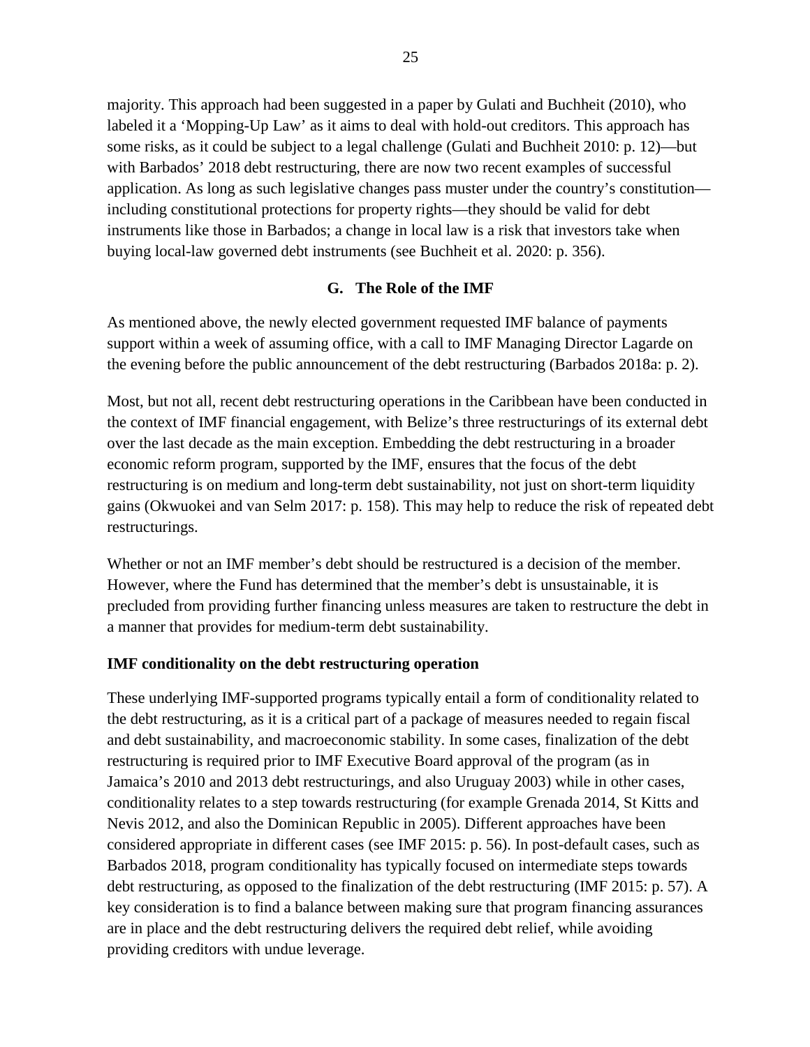majority. This approach had been suggested in a paper by Gulati and Buchheit (2010), who labeled it a 'Mopping-Up Law' as it aims to deal with hold-out creditors. This approach has some risks, as it could be subject to a legal challenge (Gulati and Buchheit 2010: p. 12)—but with Barbados' 2018 debt restructuring, there are now two recent examples of successful application. As long as such legislative changes pass muster under the country's constitution—including constitutional protections for property rights—they should be valid for debt instruments like those in Barbados; a change in local law is a risk that investors take when buying local-law governed debt instruments (see Buchheit et al. 2020: p. 356).

## G. The Role of the IMF

As mentioned above, the newly elected government requested IMF balance of payments support within a week of assuming office, with a call to IMF Managing Director Lagarde on the evening before the public announcement of the debt restructuring (Barbados 2018a: p. 2).

Most, but not all, recent debt restructuring operations in the Caribbean have been conducted in the context of IMF financial engagement, with Belize's three restructurings of its external debt over the last decade as the main exception. Embedding the debt restructuring in a broader economic reform program, supported by the IMF, ensures that the focus of the debt restructuring is on medium and long-term debt sustainability, not just on short-term liquidity gains (Okwuokei and van Selm 2017: p. 158). This may help to reduce the risk of repeated debt restructurings.

Whether or not an IMF member's debt should be restructured is a decision of the member. However, where the Fund has determined that the member's debt is unsustainable, it is precluded from providing further financing unless measures are taken to restructure the debt in a manner that provides for medium-term debt sustainability.

**IMF conditionality on the debt restructuring operation**

These underlying IMF-supported programs typically entail a form of conditionality related to the debt restructuring, as it is a critical part of a package of measures needed to regain fiscal and debt sustainability, and macroeconomic stability. In some cases, finalization of the debt restructuring is required prior to IMF Executive Board approval of the program (as in Jamaica's 2010 and 2013 debt restructurings, and also Uruguay 2003) while in other cases, conditionality relates to a step towards restructuring (for example Grenada 2014, St Kitts and Nevis 2012, and also the Dominican Republic in 2005). Different approaches have been considered appropriate in different cases (see IMF 2015: p. 56). In post-default cases, such as Barbados 2018, program conditionality has typically focused on intermediate steps towards debt restructuring, as opposed to the finalization of the debt restructuring (IMF 2015: p. 57). A key consideration is to find a balance between making sure that program financing assurances are in place and the debt restructuring delivers the required debt relief, while avoiding providing creditors with undue leverage.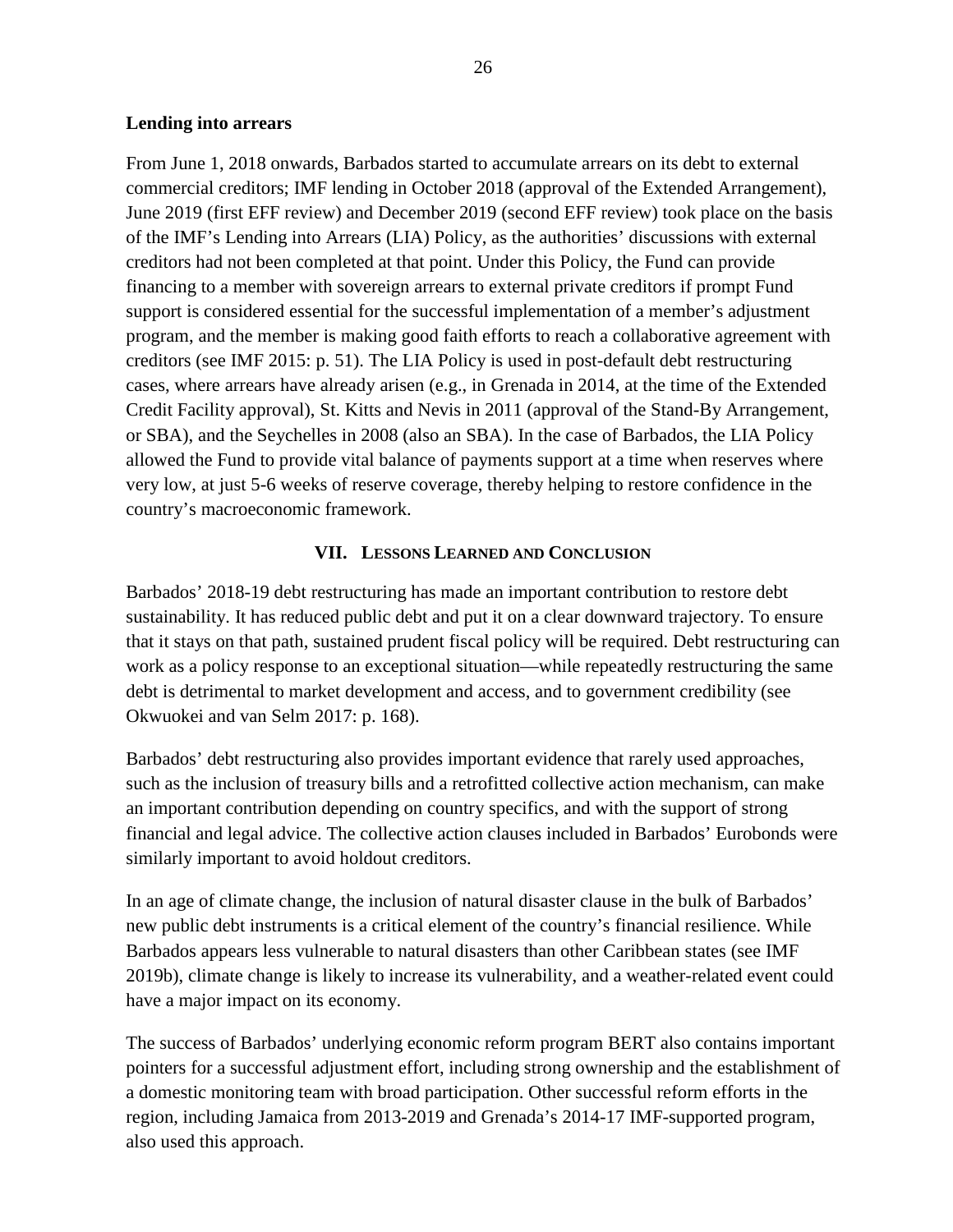**Lending into arrears**

From June 1, 2018 onwards, Barbados started to accumulate arrears on its debt to external commercial creditors; IMF lending in October 2018 (approval of the Extended Arrangement), June 2019 (first EFF review) and December 2019 (second EFF review) took place on the basis of the IMF's Lending into Arrears (LIA) Policy, as the authorities' discussions with external creditors had not been completed at that point. Under this Policy, the Fund can provide financing to a member with sovereign arrears to external private creditors if prompt Fund support is considered essential for the successful implementation of a member's adjustment program, and the member is making good faith efforts to reach a collaborative agreement with creditors (see IMF 2015: p. 51). The LIA Policy is used in post-default debt restructuring cases, where arrears have already arisen (e.g., in Grenada in 2014, at the time of the Extended Credit Facility approval), St. Kitts and Nevis in 2011 (approval of the Stand-By Arrangement, or SBA), and the Seychelles in 2008 (also an SBA). In the case of Barbados, the LIA Policy allowed the Fund to provide vital balance of payments support at a time when reserves where very low, at just 5-6 weeks of reserve coverage, thereby helping to restore confidence in the country's macroeconomic framework.

## VII. Lessons Learned and Conclusion

Barbados' 2018-19 debt restructuring has made an important contribution to restore debt sustainability. It has reduced public debt and put it on a clear downward trajectory. To ensure that it stays on that path, sustained prudent fiscal policy will be required. Debt restructuring can work as a policy response to an exceptional situation—while repeatedly restructuring the same debt is detrimental to market development and access, and to government credibility (see Okwuokei and van Selm 2017: p. 168).

Barbados' debt restructuring also provides important evidence that rarely used approaches, such as the inclusion of treasury bills and a retrofitted collective action mechanism, can make an important contribution depending on country specifics, and with the support of strong financial and legal advice. The collective action clauses included in Barbados' Eurobonds were similarly important to avoid holdout creditors.

In an age of climate change, the inclusion of natural disaster clause in the bulk of Barbados' new public debt instruments is a critical element of the country's financial resilience. While Barbados appears less vulnerable to natural disasters than other Caribbean states (see IMF 2019b), climate change is likely to increase its vulnerability, and a weather-related event could have a major impact on its economy.

The success of Barbados' underlying economic reform program BERT also contains important pointers for a successful adjustment effort, including strong ownership and the establishment of a domestic monitoring team with broad participation. Other successful reform efforts in the region, including Jamaica from 2013-2019 and Grenada's 2014-17 IMF-supported program, also used this approach.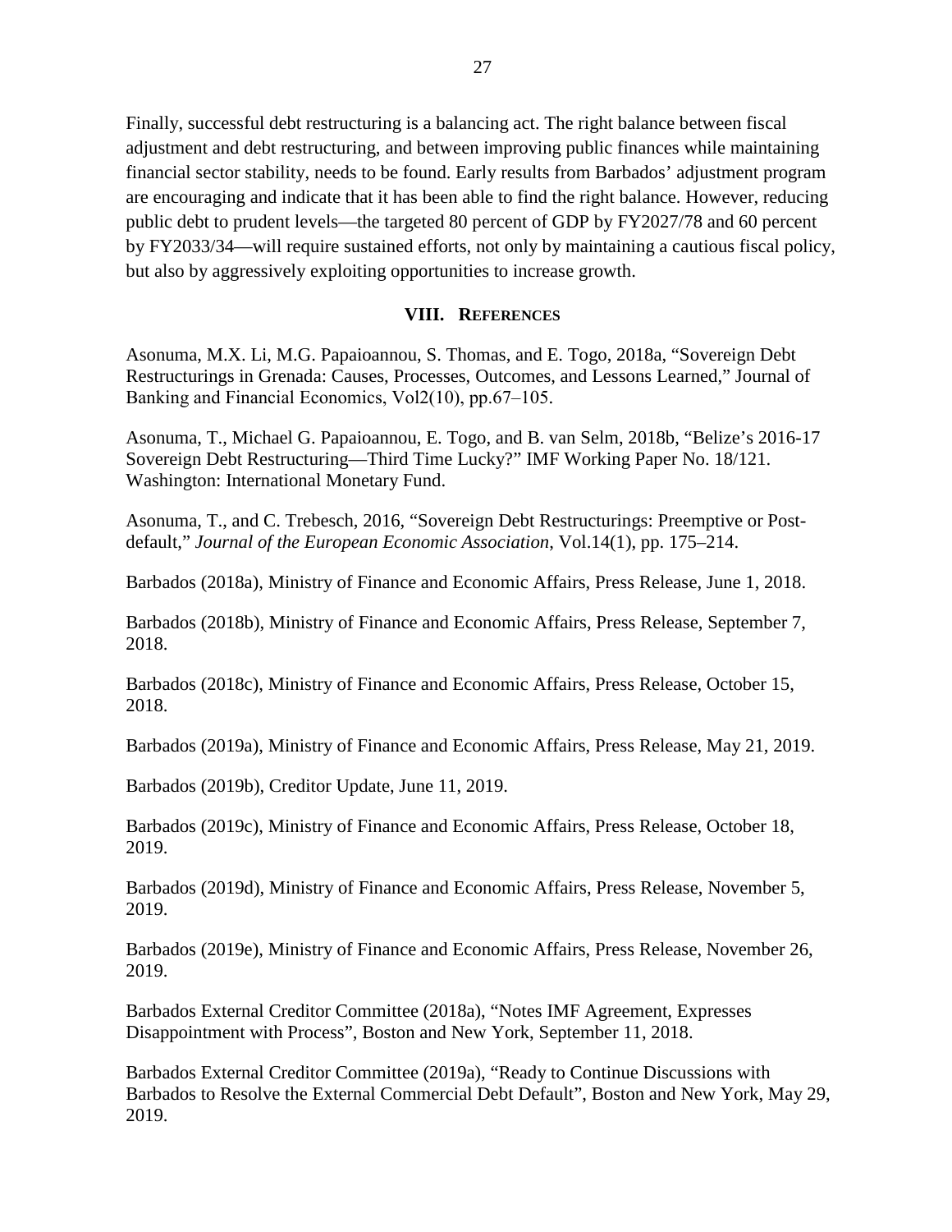Finally, successful debt restructuring is a balancing act. The right balance between fiscal adjustment and debt restructuring, and between improving public finances while maintaining financial sector stability, needs to be found. Early results from Barbados' adjustment program are encouraging and indicate that it has been able to find the right balance. However, reducing public debt to prudent levels—the targeted 80 percent of GDP by FY2027/78 and 60 percent by FY2033/34—will require sustained efforts, not only by maintaining a cautious fiscal policy, but also by aggressively exploiting opportunities to increase growth.

## VIII. References

Asonuma, M.X. Li, M.G. Papaioannou, S. Thomas, and E. Togo, 2018a, "Sovereign Debt Restructurings in Grenada: Causes, Processes, Outcomes, and Lessons Learned," Journal of Banking and Financial Economics, Vol2(10), pp.67–105.

Asonuma, T., Michael G. Papaioannou, E. Togo, and B. van Selm, 2018b, "Belize's 2016-17 Sovereign Debt Restructuring—Third Time Lucky?" IMF Working Paper No. 18/121. Washington: International Monetary Fund.

Asonuma, T., and C. Trebesch, 2016, "Sovereign Debt Restructurings: Preemptive or Post-default," *Journal of the European Economic Association*, Vol.14(1), pp. 175–214.

Barbados (2018a), Ministry of Finance and Economic Affairs, Press Release, June 1, 2018.

Barbados (2018b), Ministry of Finance and Economic Affairs, Press Release, September 7, 2018.

Barbados (2018c), Ministry of Finance and Economic Affairs, Press Release, October 15, 2018.

Barbados (2019a), Ministry of Finance and Economic Affairs, Press Release, May 21, 2019.

Barbados (2019b), Creditor Update, June 11, 2019.

Barbados (2019c), Ministry of Finance and Economic Affairs, Press Release, October 18, 2019.

Barbados (2019d), Ministry of Finance and Economic Affairs, Press Release, November 5, 2019.

Barbados (2019e), Ministry of Finance and Economic Affairs, Press Release, November 26, 2019.

Barbados External Creditor Committee (2018a), "Notes IMF Agreement, Expresses Disappointment with Process", Boston and New York, September 11, 2018.

Barbados External Creditor Committee (2019a), "Ready to Continue Discussions with Barbados to Resolve the External Commercial Debt Default", Boston and New York, May 29, 2019.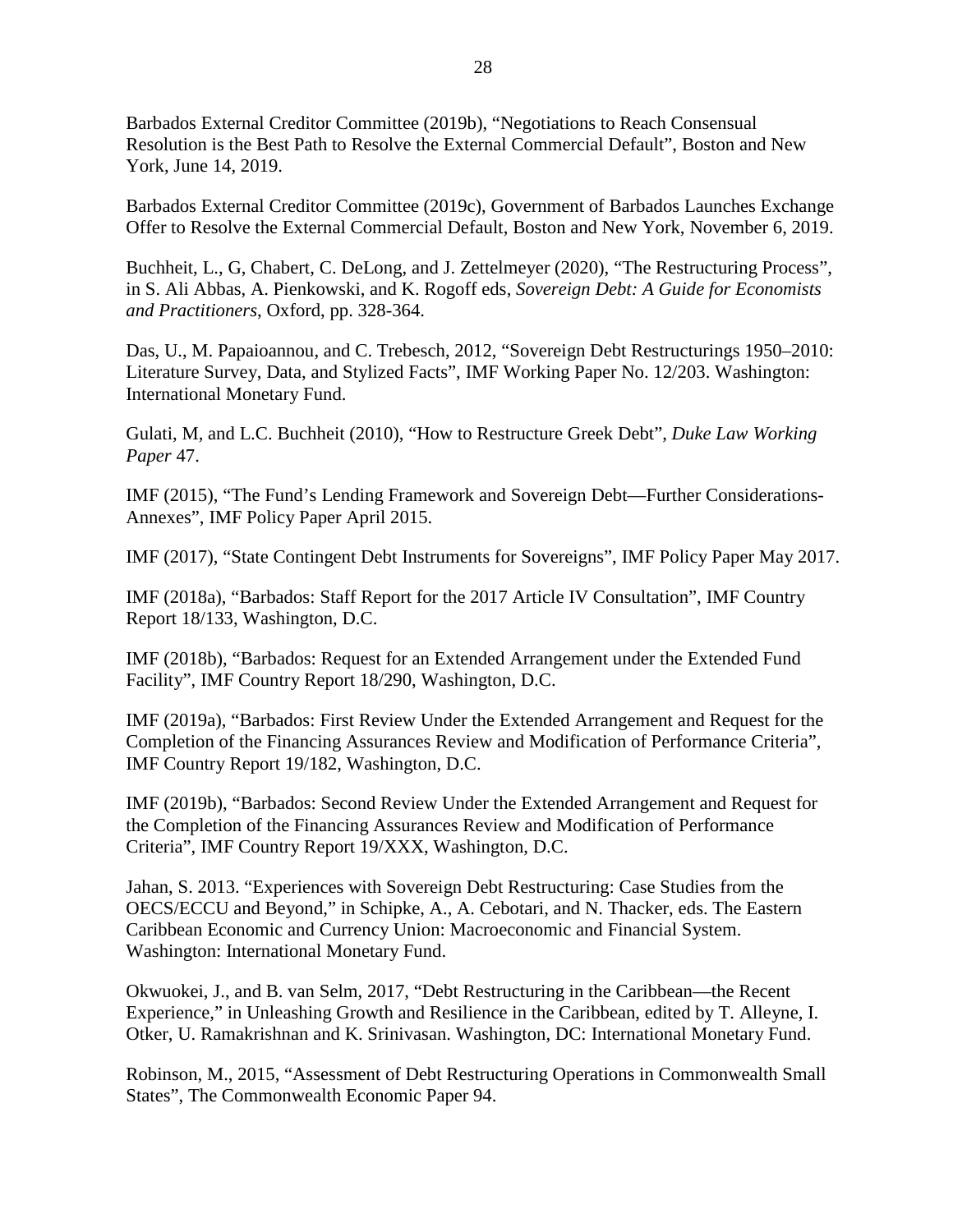Barbados External Creditor Committee (2019b), "Negotiations to Reach Consensual Resolution is the Best Path to Resolve the External Commercial Default", Boston and New York, June 14, 2019.

Barbados External Creditor Committee (2019c), Government of Barbados Launches Exchange Offer to Resolve the External Commercial Default, Boston and New York, November 6, 2019.

Buchheit, L., G, Chabert, C. DeLong, and J. Zettelmeyer (2020), "The Restructuring Process", in S. Ali Abbas, A. Pienkowski, and K. Rogoff eds, *Sovereign Debt: A Guide for Economists and Practitioners*, Oxford, pp. 328-364.

Das, U., M. Papaioannou, and C. Trebesch, 2012, "Sovereign Debt Restructurings 1950–2010: Literature Survey, Data, and Stylized Facts", IMF Working Paper No. 12/203. Washington: International Monetary Fund.

Gulati, M, and L.C. Buchheit (2010), "How to Restructure Greek Debt", *Duke Law Working Paper* 47.

IMF (2015), "The Fund's Lending Framework and Sovereign Debt—Further Considerations-Annexes", IMF Policy Paper April 2015.

IMF (2017), "State Contingent Debt Instruments for Sovereigns", IMF Policy Paper May 2017.

IMF (2018a), "Barbados: Staff Report for the 2017 Article IV Consultation", IMF Country Report 18/133, Washington, D.C.

IMF (2018b), "Barbados: Request for an Extended Arrangement under the Extended Fund Facility", IMF Country Report 18/290, Washington, D.C.

IMF (2019a), "Barbados: First Review Under the Extended Arrangement and Request for the Completion of the Financing Assurances Review and Modification of Performance Criteria", IMF Country Report 19/182, Washington, D.C.

IMF (2019b), "Barbados: Second Review Under the Extended Arrangement and Request for the Completion of the Financing Assurances Review and Modification of Performance Criteria", IMF Country Report 19/XXX, Washington, D.C.

Jahan, S. 2013. "Experiences with Sovereign Debt Restructuring: Case Studies from the OECS/ECCU and Beyond," in Schipke, A., A. Cebotari, and N. Thacker, eds. The Eastern Caribbean Economic and Currency Union: Macroeconomic and Financial System. Washington: International Monetary Fund.

Okwuokei, J., and B. van Selm, 2017, "Debt Restructuring in the Caribbean—the Recent Experience," in Unleashing Growth and Resilience in the Caribbean, edited by T. Alleyne, I. Otker, U. Ramakrishnan and K. Srinivasan. Washington, DC: International Monetary Fund.

Robinson, M., 2015, "Assessment of Debt Restructuring Operations in Commonwealth Small States", The Commonwealth Economic Paper 94.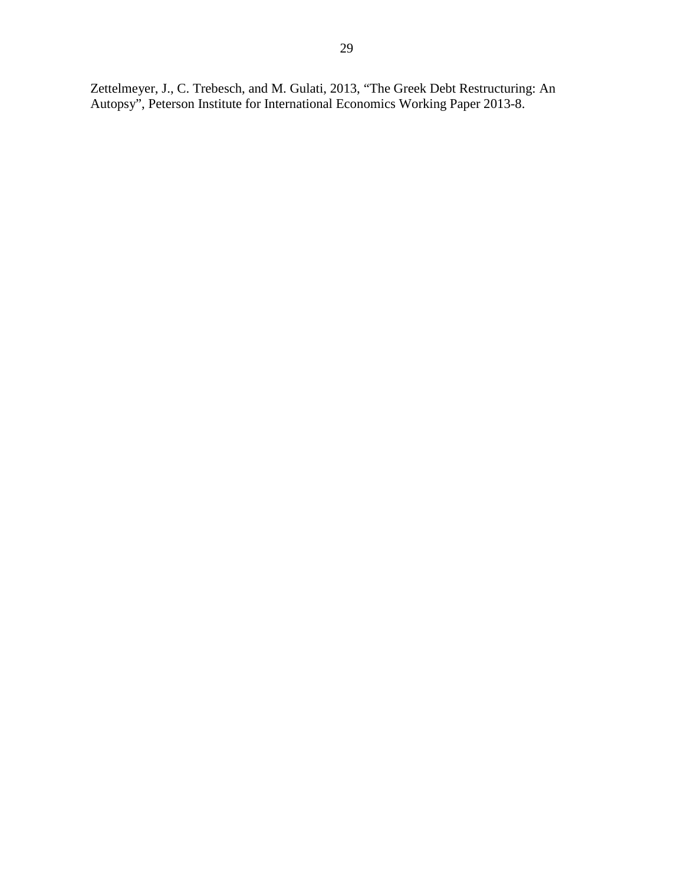Zettelmeyer, J., C. Trebesch, and M. Gulati, 2013, "The Greek Debt Restructuring: An Autopsy", Peterson Institute for International Economics Working Paper 2013-8.